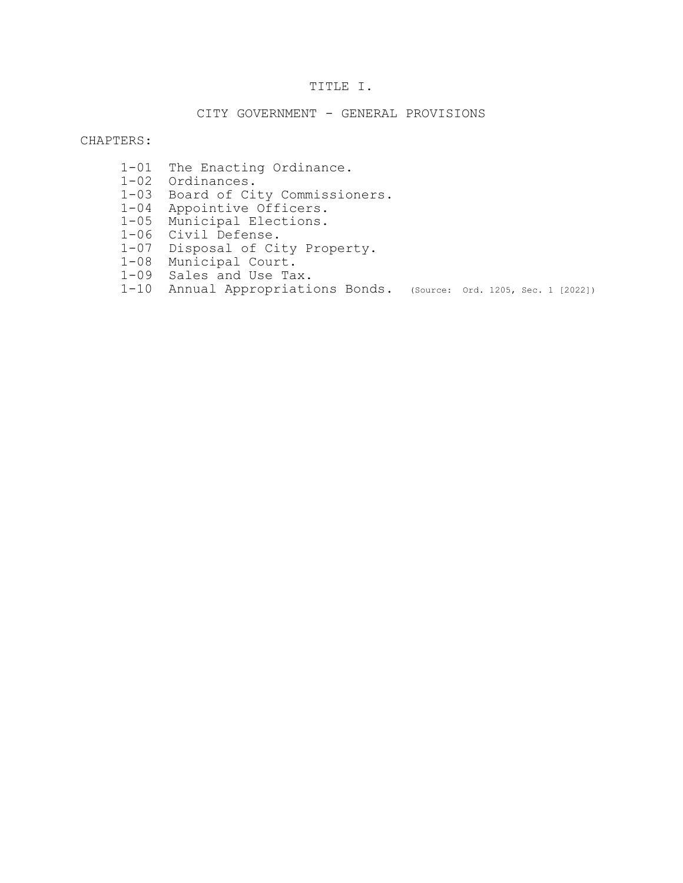# TITLE I.

## CITY GOVERNMENT - GENERAL PROVISIONS

CHAPTERS:

- 1-01 The Enacting Ordinance.
- 1-02 Ordinances.
- 1-03 Board of City Commissioners.
- 1-04 Appointive Officers.
- 1-05 Municipal Elections.
- 1-06 Civil Defense.
- 1-07 Disposal of City Property.
- 1-08 Municipal Court.
- 1-09 Sales and Use Tax.
- 1-10 Annual Appropriations Bonds. (Source: Ord. 1205, Sec. 1 [2022])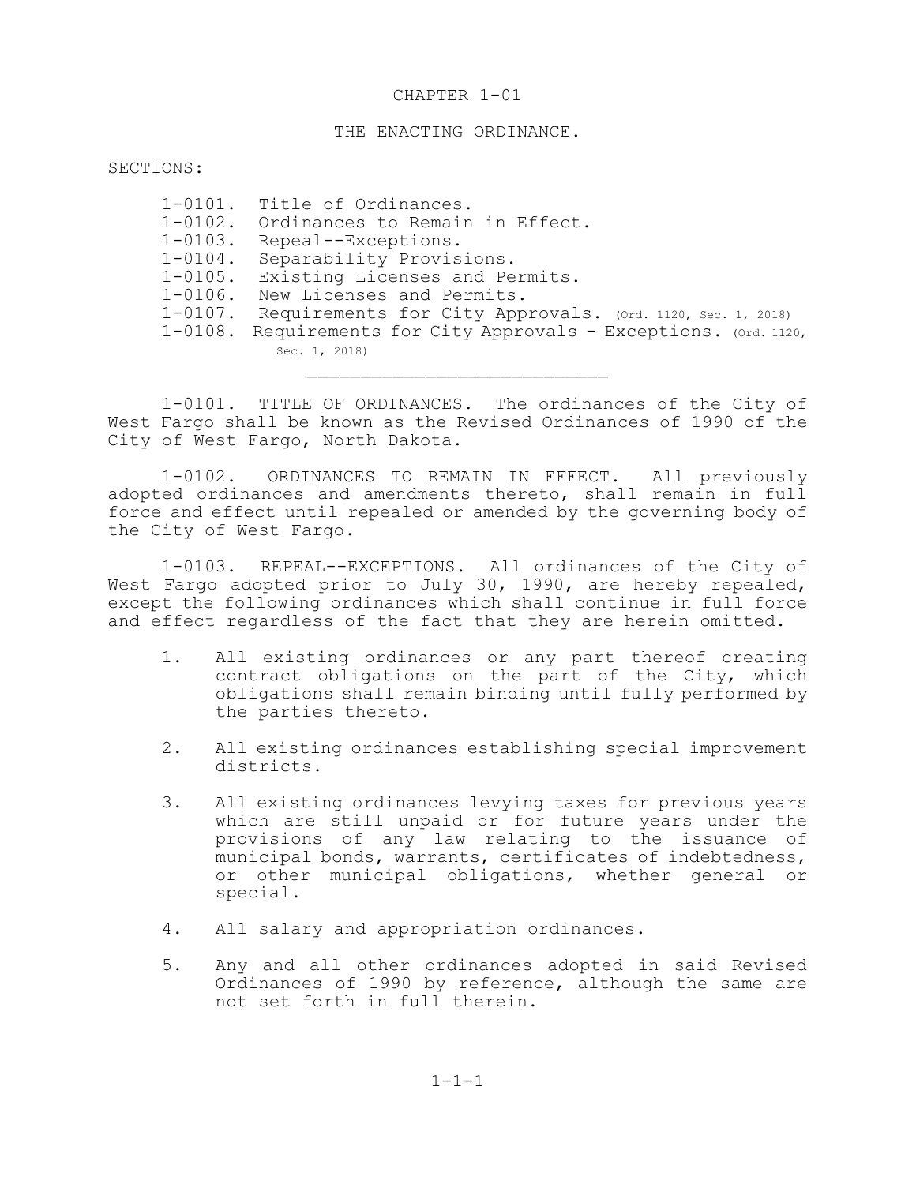# CHAPTER 1-01

## THE ENACTING ORDINANCE.

SECTIONS:

- 1-0101. Title of Ordinances.
- 1-0102. Ordinances to Remain in Effect.
- 1-0103. Repeal--Exceptions.
- 1-0104. Separability Provisions.
- 1-0105. Existing Licenses and Permits.
- 1-0106. New Licenses and Permits.
- 1-0107. Requirements for City Approvals. (Ord. 1120, Sec. 1, 2018)
- 1-0108. Requirements for City Approvals - Exceptions. (Ord. 1120, Sec. 1, 2018)

---

1-0101. TITLE OF ORDINANCES. The ordinances of the City of West Fargo shall be known as the Revised Ordinances of 1990 of the City of West Fargo, North Dakota.

1-0102. ORDINANCES TO REMAIN IN EFFECT. All previously adopted ordinances and amendments thereto, shall remain in full force and effect until repealed or amended by the governing body of the City of West Fargo.

1-0103. REPEAL--EXCEPTIONS. All ordinances of the City of West Fargo adopted prior to July 30, 1990, are hereby repealed, except the following ordinances which shall continue in full force and effect regardless of the fact that they are herein omitted.

1. All existing ordinances or any part thereof creating contract obligations on the part of the City, which obligations shall remain binding until fully performed by the parties thereto.

2. All existing ordinances establishing special improvement districts.

3. All existing ordinances levying taxes for previous years which are still unpaid or for future years under the provisions of any law relating to the issuance of municipal bonds, warrants, certificates of indebtedness, or other municipal obligations, whether general or special.

4. All salary and appropriation ordinances.

5. Any and all other ordinances adopted in said Revised Ordinances of 1990 by reference, although the same are not set forth in full therein.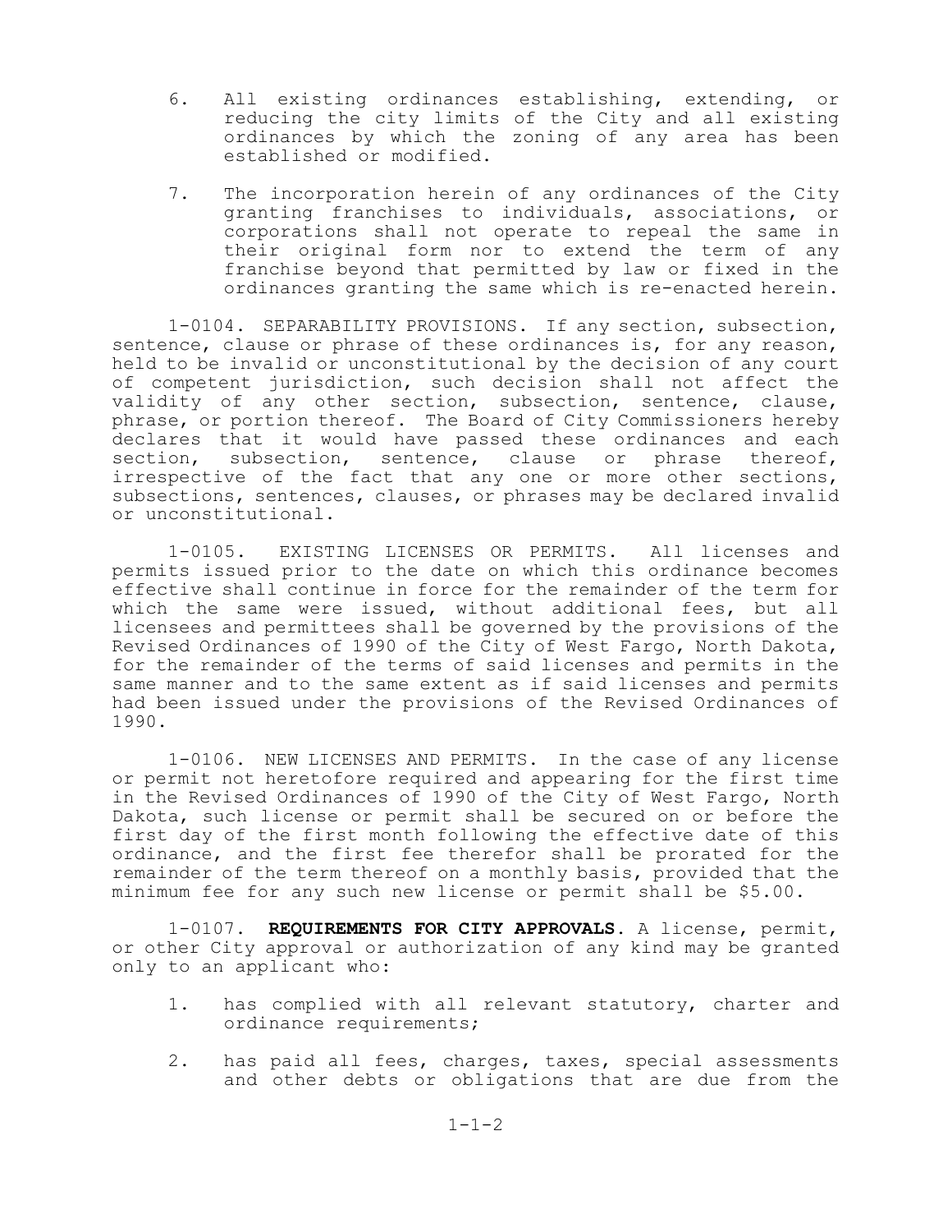6. All existing ordinances establishing, extending, or reducing the city limits of the City and all existing ordinances by which the zoning of any area has been established or modified.

7. The incorporation herein of any ordinances of the City granting franchises to individuals, associations, or corporations shall not operate to repeal the same in their original form nor to extend the term of any franchise beyond that permitted by law or fixed in the ordinances granting the same which is re-enacted herein.

1-0104. SEPARABILITY PROVISIONS. If any section, subsection, sentence, clause or phrase of these ordinances is, for any reason, held to be invalid or unconstitutional by the decision of any court of competent jurisdiction, such decision shall not affect the validity of any other section, subsection, sentence, clause, phrase, or portion thereof. The Board of City Commissioners hereby declares that it would have passed these ordinances and each section, subsection, sentence, clause or phrase thereof, irrespective of the fact that any one or more other sections, subsections, sentences, clauses, or phrases may be declared invalid or unconstitutional.

1-0105. EXISTING LICENSES OR PERMITS. All licenses and permits issued prior to the date on which this ordinance becomes effective shall continue in force for the remainder of the term for which the same were issued, without additional fees, but all licensees and permittees shall be governed by the provisions of the Revised Ordinances of 1990 of the City of West Fargo, North Dakota, for the remainder of the terms of said licenses and permits in the same manner and to the same extent as if said licenses and permits had been issued under the provisions of the Revised Ordinances of 1990.

1-0106. NEW LICENSES AND PERMITS. In the case of any license or permit not heretofore required and appearing for the first time in the Revised Ordinances of 1990 of the City of West Fargo, North Dakota, such license or permit shall be secured on or before the first day of the first month following the effective date of this ordinance, and the first fee therefor shall be prorated for the remainder of the term thereof on a monthly basis, provided that the minimum fee for any such new license or permit shall be $5.00.

1-0107. **REQUIREMENTS FOR CITY APPROVALS**. A license, permit, or other City approval or authorization of any kind may be granted only to an applicant who:

1. has complied with all relevant statutory, charter and ordinance requirements;

2. has paid all fees, charges, taxes, special assessments and other debts or obligations that are due from the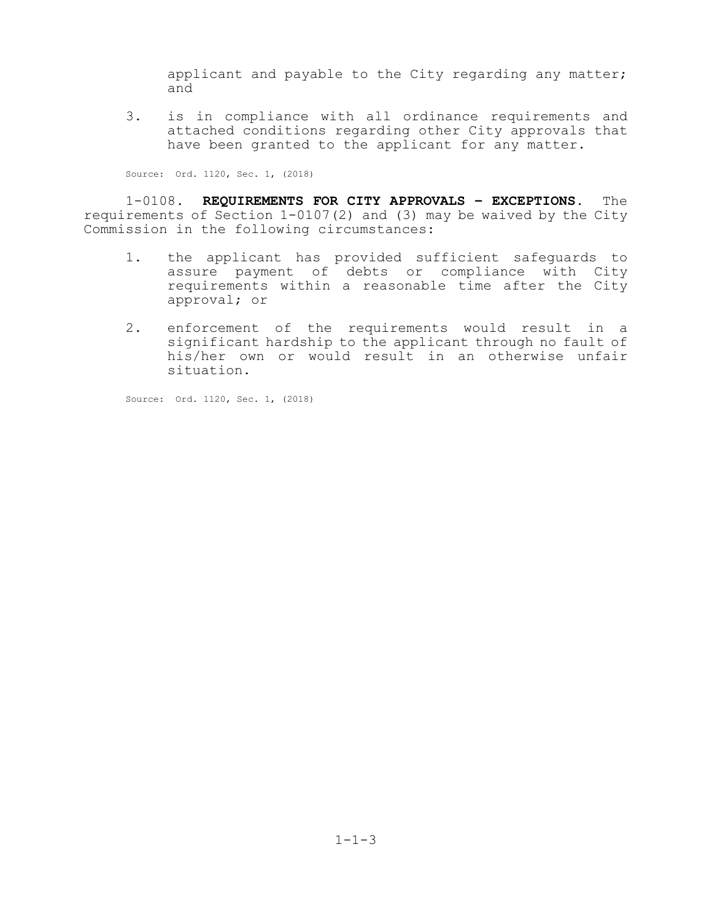applicant and payable to the City regarding any matter; and

3. is in compliance with all ordinance requirements and attached conditions regarding other City approvals that have been granted to the applicant for any matter.

Source: Ord. 1120, Sec. 1, (2018)

1-0108. **REQUIREMENTS FOR CITY APPROVALS – EXCEPTIONS.** The requirements of Section 1-0107(2) and (3) may be waived by the City Commission in the following circumstances:

1. the applicant has provided sufficient safeguards to assure payment of debts or compliance with City requirements within a reasonable time after the City approval; or
2. enforcement of the requirements would result in a significant hardship to the applicant through no fault of his/her own or would result in an otherwise unfair situation.

Source: Ord. 1120, Sec. 1, (2018)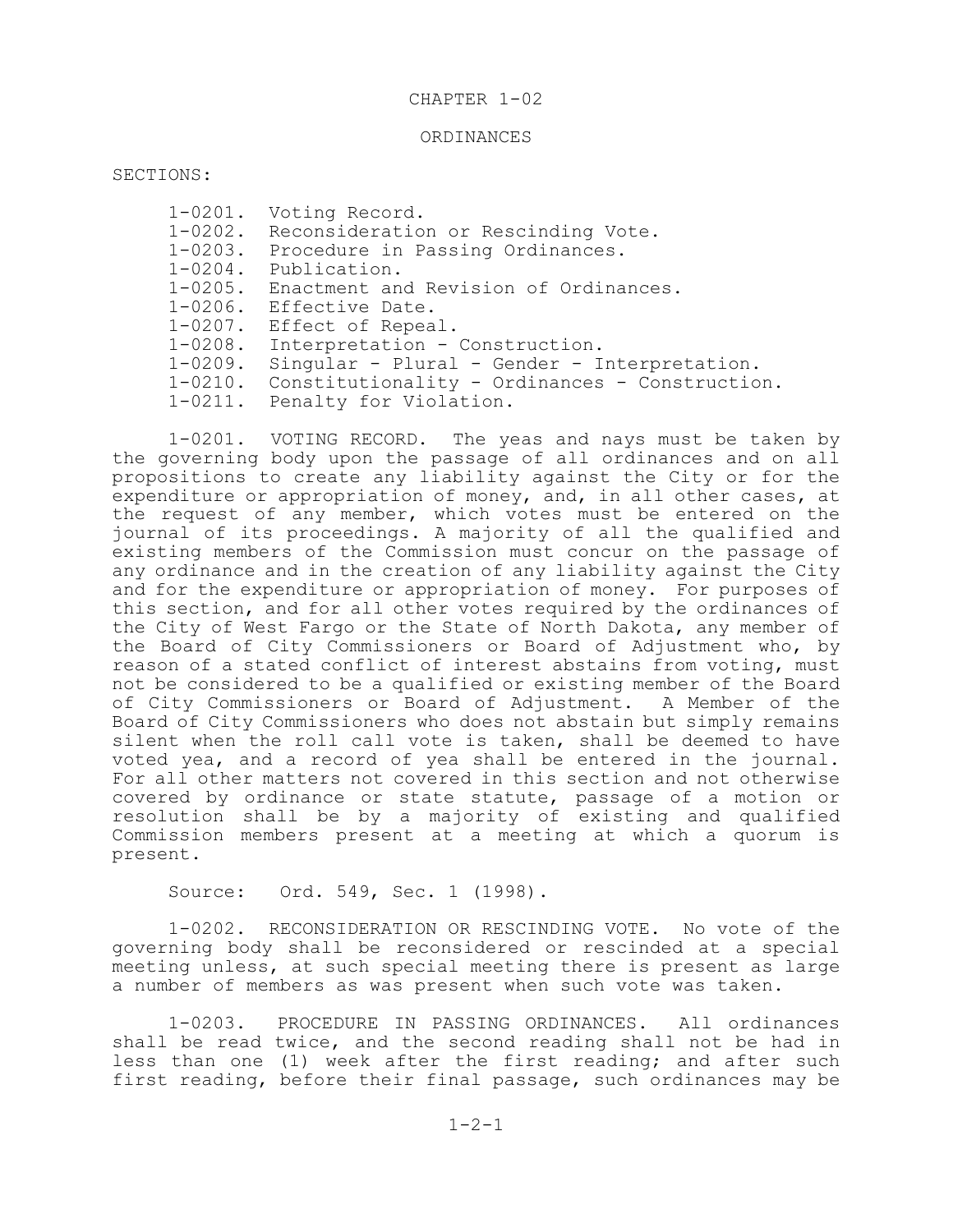# CHAPTER 1-02

## ORDINANCES

SECTIONS:

- 1-0201. Voting Record.
- 1-0202. Reconsideration or Rescinding Vote.
- 1-0203. Procedure in Passing Ordinances.
- 1-0204. Publication.
- 1-0205. Enactment and Revision of Ordinances.
- 1-0206. Effective Date.
- 1-0207. Effect of Repeal.
- 1-0208. Interpretation - Construction.
- 1-0209. Singular - Plural - Gender - Interpretation.
- 1-0210. Constitutionality - Ordinances - Construction.
- 1-0211. Penalty for Violation.

1-0201. VOTING RECORD. The yeas and nays must be taken by the governing body upon the passage of all ordinances and on all propositions to create any liability against the City or for the expenditure or appropriation of money, and, in all other cases, at the request of any member, which votes must be entered on the journal of its proceedings. A majority of all the qualified and existing members of the Commission must concur on the passage of any ordinance and in the creation of any liability against the City and for the expenditure or appropriation of money. For purposes of this section, and for all other votes required by the ordinances of the City of West Fargo or the State of North Dakota, any member of the Board of City Commissioners or Board of Adjustment who, by reason of a stated conflict of interest abstains from voting, must not be considered to be a qualified or existing member of the Board of City Commissioners or Board of Adjustment. A Member of the Board of City Commissioners who does not abstain but simply remains silent when the roll call vote is taken, shall be deemed to have voted yea, and a record of yea shall be entered in the journal. For all other matters not covered in this section and not otherwise covered by ordinance or state statute, passage of a motion or resolution shall be by a majority of existing and qualified Commission members present at a meeting at which a quorum is present.

Source: Ord. 549, Sec. 1 (1998).

1-0202. RECONSIDERATION OR RESCINDING VOTE. No vote of the governing body shall be reconsidered or rescinded at a special meeting unless, at such special meeting there is present as large a number of members as was present when such vote was taken.

1-0203. PROCEDURE IN PASSING ORDINANCES. All ordinances shall be read twice, and the second reading shall not be had in less than one (1) week after the first reading; and after such first reading, before their final passage, such ordinances may be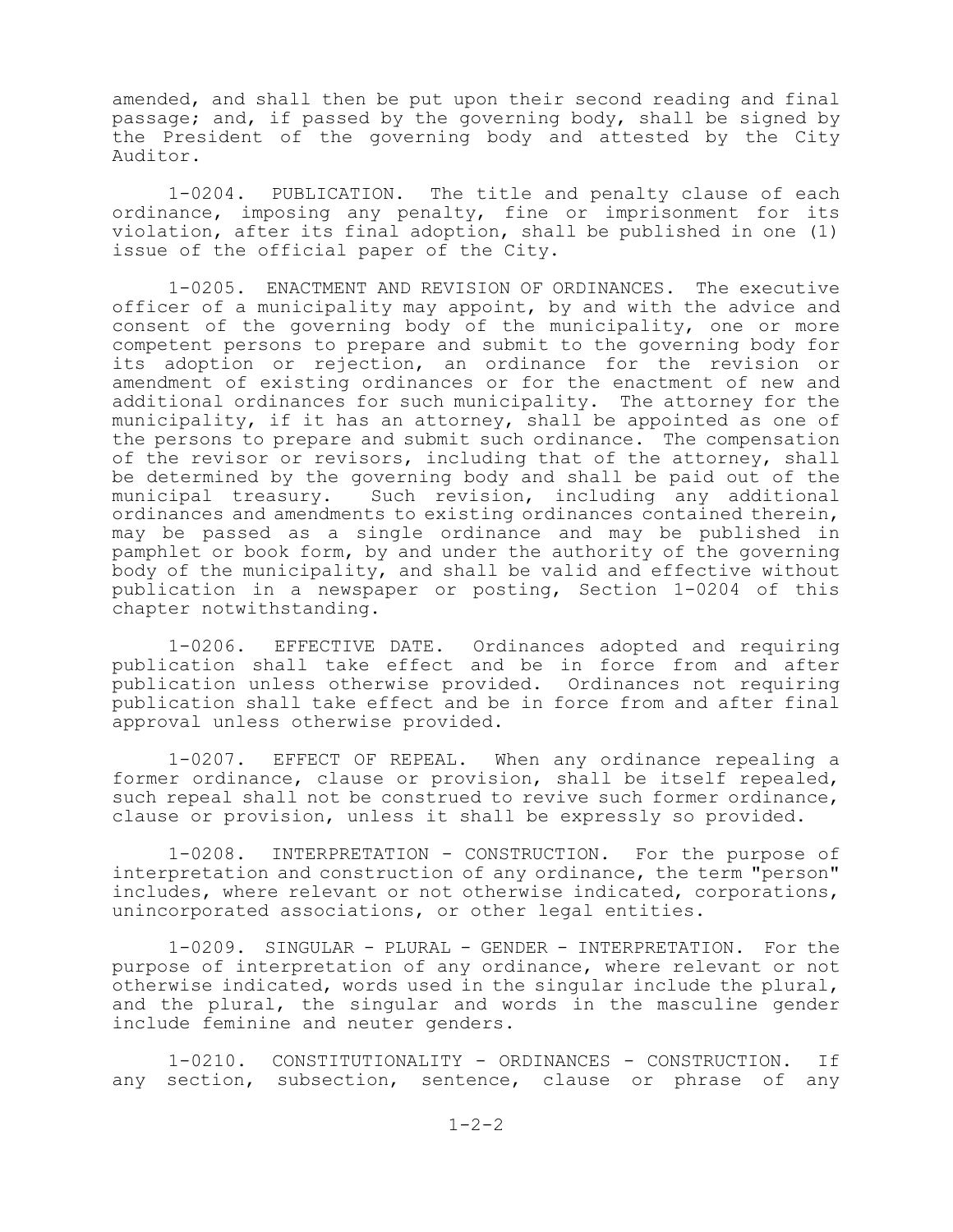amended, and shall then be put upon their second reading and final passage; and, if passed by the governing body, shall be signed by the President of the governing body and attested by the City Auditor.

1-0204. PUBLICATION. The title and penalty clause of each ordinance, imposing any penalty, fine or imprisonment for its violation, after its final adoption, shall be published in one (1) issue of the official paper of the City.

1-0205. ENACTMENT AND REVISION OF ORDINANCES. The executive officer of a municipality may appoint, by and with the advice and consent of the governing body of the municipality, one or more competent persons to prepare and submit to the governing body for its adoption or rejection, an ordinance for the revision or amendment of existing ordinances or for the enactment of new and additional ordinances for such municipality. The attorney for the municipality, if it has an attorney, shall be appointed as one of the persons to prepare and submit such ordinance. The compensation of the revisor or revisors, including that of the attorney, shall be determined by the governing body and shall be paid out of the municipal treasury. Such revision, including any additional ordinances and amendments to existing ordinances contained therein, may be passed as a single ordinance and may be published in pamphlet or book form, by and under the authority of the governing body of the municipality, and shall be valid and effective without publication in a newspaper or posting, Section 1-0204 of this chapter notwithstanding.

1-0206. EFFECTIVE DATE. Ordinances adopted and requiring publication shall take effect and be in force from and after publication unless otherwise provided. Ordinances not requiring publication shall take effect and be in force from and after final approval unless otherwise provided.

1-0207. EFFECT OF REPEAL. When any ordinance repealing a former ordinance, clause or provision, shall be itself repealed, such repeal shall not be construed to revive such former ordinance, clause or provision, unless it shall be expressly so provided.

1-0208. INTERPRETATION - CONSTRUCTION. For the purpose of interpretation and construction of any ordinance, the term "person" includes, where relevant or not otherwise indicated, corporations, unincorporated associations, or other legal entities.

1-0209. SINGULAR - PLURAL - GENDER - INTERPRETATION. For the purpose of interpretation of any ordinance, where relevant or not otherwise indicated, words used in the singular include the plural, and the plural, the singular and words in the masculine gender include feminine and neuter genders.

1-0210. CONSTITUTIONALITY - ORDINANCES - CONSTRUCTION. If any section, subsection, sentence, clause or phrase of any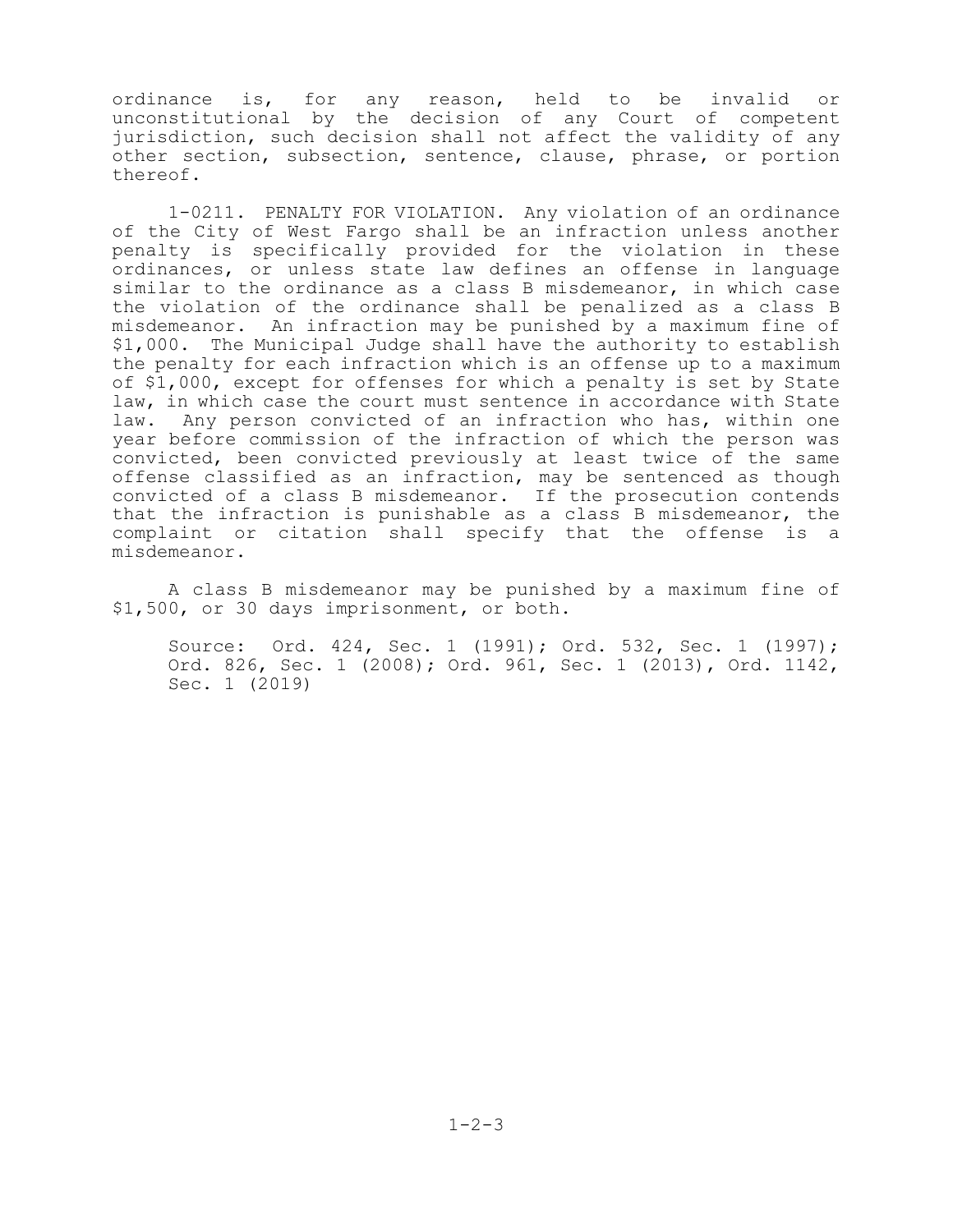ordinance is, for any reason, held to be invalid or unconstitutional by the decision of any Court of competent jurisdiction, such decision shall not affect the validity of any other section, subsection, sentence, clause, phrase, or portion thereof.

1-0211. PENALTY FOR VIOLATION. Any violation of an ordinance of the City of West Fargo shall be an infraction unless another penalty is specifically provided for the violation in these ordinances, or unless state law defines an offense in language similar to the ordinance as a class B misdemeanor, in which case the violation of the ordinance shall be penalized as a class B misdemeanor. An infraction may be punished by a maximum fine of $1,000. The Municipal Judge shall have the authority to establish the penalty for each infraction which is an offense up to a maximum of $1,000, except for offenses for which a penalty is set by State law, in which case the court must sentence in accordance with State law. Any person convicted of an infraction who has, within one year before commission of the infraction of which the person was convicted, been convicted previously at least twice of the same offense classified as an infraction, may be sentenced as though convicted of a class B misdemeanor. If the prosecution contends that the infraction is punishable as a class B misdemeanor, the complaint or citation shall specify that the offense is a misdemeanor.

A class B misdemeanor may be punished by a maximum fine of $1,500, or 30 days imprisonment, or both.

Source: Ord. 424, Sec. 1 (1991); Ord. 532, Sec. 1 (1997); Ord. 826, Sec. 1 (2008); Ord. 961, Sec. 1 (2013), Ord. 1142, Sec. 1 (2019)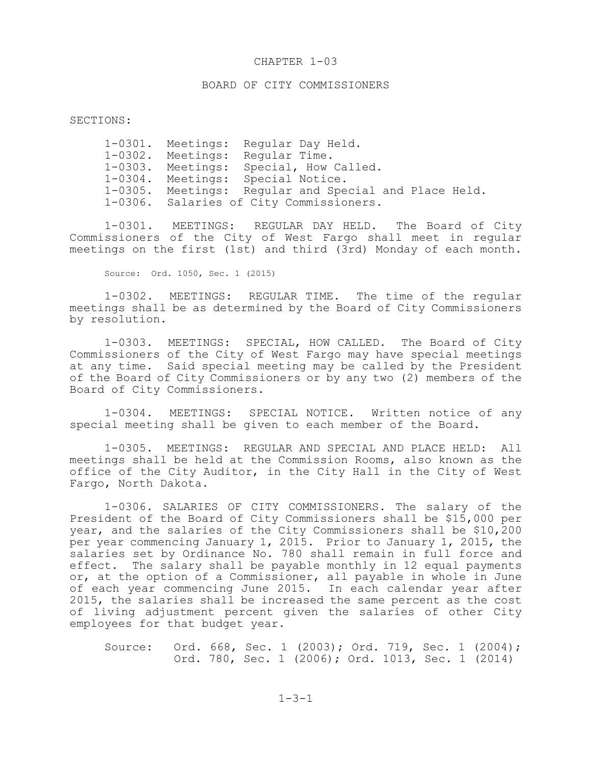# CHAPTER 1-03

## BOARD OF CITY COMMISSIONERS

SECTIONS:

- 1-0301. Meetings: Regular Day Held.
- 1-0302. Meetings: Regular Time.
- 1-0303. Meetings: Special, How Called.
- 1-0304. Meetings: Special Notice.
- 1-0305. Meetings: Regular and Special and Place Held.
- 1-0306. Salaries of City Commissioners.

1-0301. MEETINGS: REGULAR DAY HELD. The Board of City Commissioners of the City of West Fargo shall meet in regular meetings on the first (1st) and third (3rd) Monday of each month.

Source: Ord. 1050, Sec. 1 (2015)

1-0302. MEETINGS: REGULAR TIME. The time of the regular meetings shall be as determined by the Board of City Commissioners by resolution.

1-0303. MEETINGS: SPECIAL, HOW CALLED. The Board of City Commissioners of the City of West Fargo may have special meetings at any time. Said special meeting may be called by the President of the Board of City Commissioners or by any two (2) members of the Board of City Commissioners.

1-0304. MEETINGS: SPECIAL NOTICE. Written notice of any special meeting shall be given to each member of the Board.

1-0305. MEETINGS: REGULAR AND SPECIAL AND PLACE HELD: All meetings shall be held at the Commission Rooms, also known as the office of the City Auditor, in the City Hall in the City of West Fargo, North Dakota.

1-0306. SALARIES OF CITY COMMISSIONERS. The salary of the President of the Board of City Commissioners shall be $15,000 per year, and the salaries of the City Commissioners shall be $10,200 per year commencing January 1, 2015. Prior to January 1, 2015, the salaries set by Ordinance No. 780 shall remain in full force and effect. The salary shall be payable monthly in 12 equal payments or, at the option of a Commissioner, all payable in whole in June of each year commencing June 2015. In each calendar year after 2015, the salaries shall be increased the same percent as the cost of living adjustment percent given the salaries of other City employees for that budget year.

Source: Ord. 668, Sec. 1 (2003); Ord. 719, Sec. 1 (2004); Ord. 780, Sec. 1 (2006); Ord. 1013, Sec. 1 (2014)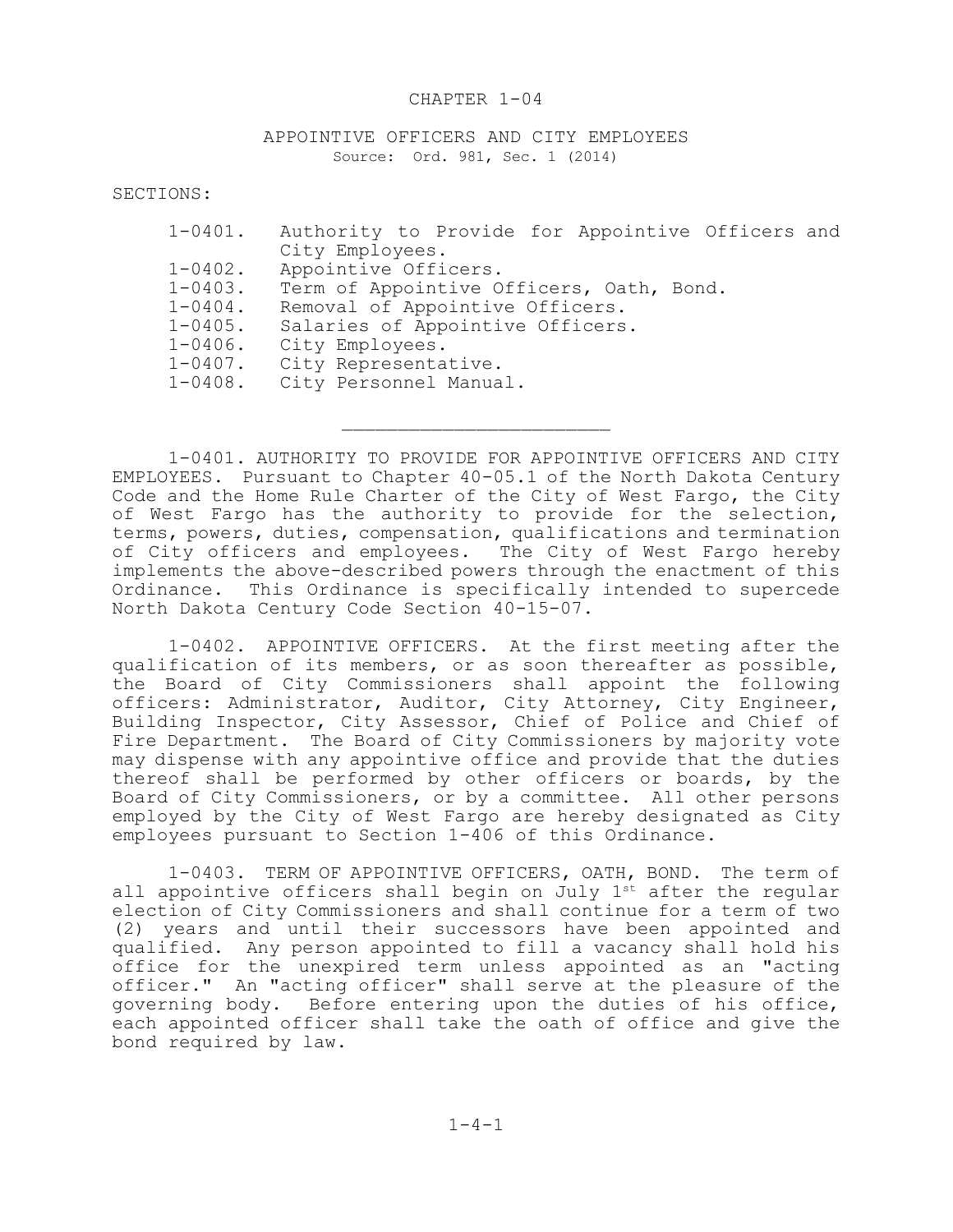# CHAPTER 1-04

## APPOINTIVE OFFICERS AND CITY EMPLOYEES

Source: Ord. 981, Sec. 1 (2014)

SECTIONS:

- 1-0401. Authority to Provide for Appointive Officers and City Employees.
- 1-0402. Appointive Officers.
- 1-0403. Term of Appointive Officers, Oath, Bond.
- 1-0404. Removal of Appointive Officers.
- 1-0405. Salaries of Appointive Officers.
- 1-0406. City Employees.
- 1-0407. City Representative.
- 1-0408. City Personnel Manual.

---

1-0401. AUTHORITY TO PROVIDE FOR APPOINTIVE OFFICERS AND CITY EMPLOYEES. Pursuant to Chapter 40-05.1 of the North Dakota Century Code and the Home Rule Charter of the City of West Fargo, the City of West Fargo has the authority to provide for the selection, terms, powers, duties, compensation, qualifications and termination of City officers and employees. The City of West Fargo hereby implements the above-described powers through the enactment of this Ordinance. This Ordinance is specifically intended to supercede North Dakota Century Code Section 40-15-07.

1-0402. APPOINTIVE OFFICERS. At the first meeting after the qualification of its members, or as soon thereafter as possible, the Board of City Commissioners shall appoint the following officers: Administrator, Auditor, City Attorney, City Engineer, Building Inspector, City Assessor, Chief of Police and Chief of Fire Department. The Board of City Commissioners by majority vote may dispense with any appointive office and provide that the duties thereof shall be performed by other officers or boards, by the Board of City Commissioners, or by a committee. All other persons employed by the City of West Fargo are hereby designated as City employees pursuant to Section 1-406 of this Ordinance.

1-0403. TERM OF APPOINTIVE OFFICERS, OATH, BOND. The term of all appointive officers shall begin on July 1st after the regular election of City Commissioners and shall continue for a term of two (2) years and until their successors have been appointed and qualified. Any person appointed to fill a vacancy shall hold his office for the unexpired term unless appointed as an "acting officer." An "acting officer" shall serve at the pleasure of the governing body. Before entering upon the duties of his office, each appointed officer shall take the oath of office and give the bond required by law.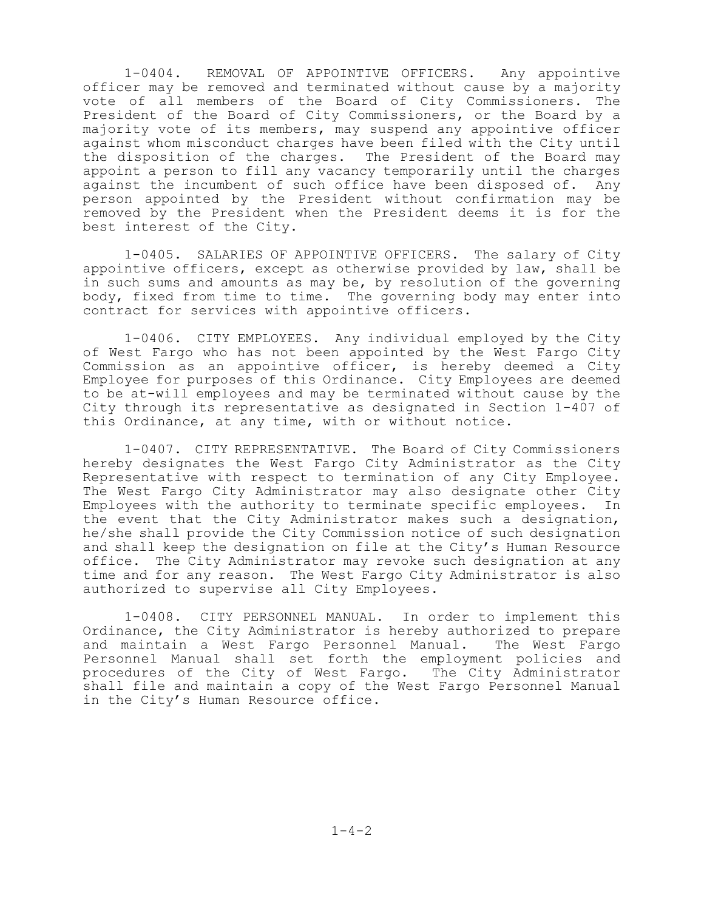1-0404. REMOVAL OF APPOINTIVE OFFICERS. Any appointive officer may be removed and terminated without cause by a majority vote of all members of the Board of City Commissioners. The President of the Board of City Commissioners, or the Board by a majority vote of its members, may suspend any appointive officer against whom misconduct charges have been filed with the City until the disposition of the charges. The President of the Board may appoint a person to fill any vacancy temporarily until the charges against the incumbent of such office have been disposed of. Any person appointed by the President without confirmation may be removed by the President when the President deems it is for the best interest of the City.

1-0405. SALARIES OF APPOINTIVE OFFICERS. The salary of City appointive officers, except as otherwise provided by law, shall be in such sums and amounts as may be, by resolution of the governing body, fixed from time to time. The governing body may enter into contract for services with appointive officers.

1-0406. CITY EMPLOYEES. Any individual employed by the City of West Fargo who has not been appointed by the West Fargo City Commission as an appointive officer, is hereby deemed a City Employee for purposes of this Ordinance. City Employees are deemed to be at-will employees and may be terminated without cause by the City through its representative as designated in Section 1-407 of this Ordinance, at any time, with or without notice.

1-0407. CITY REPRESENTATIVE. The Board of City Commissioners hereby designates the West Fargo City Administrator as the City Representative with respect to termination of any City Employee. The West Fargo City Administrator may also designate other City Employees with the authority to terminate specific employees. In the event that the City Administrator makes such a designation, he/she shall provide the City Commission notice of such designation and shall keep the designation on file at the City's Human Resource office. The City Administrator may revoke such designation at any time and for any reason. The West Fargo City Administrator is also authorized to supervise all City Employees.

1-0408. CITY PERSONNEL MANUAL. In order to implement this Ordinance, the City Administrator is hereby authorized to prepare and maintain a West Fargo Personnel Manual. The West Fargo Personnel Manual shall set forth the employment policies and procedures of the City of West Fargo. The City Administrator shall file and maintain a copy of the West Fargo Personnel Manual in the City's Human Resource office.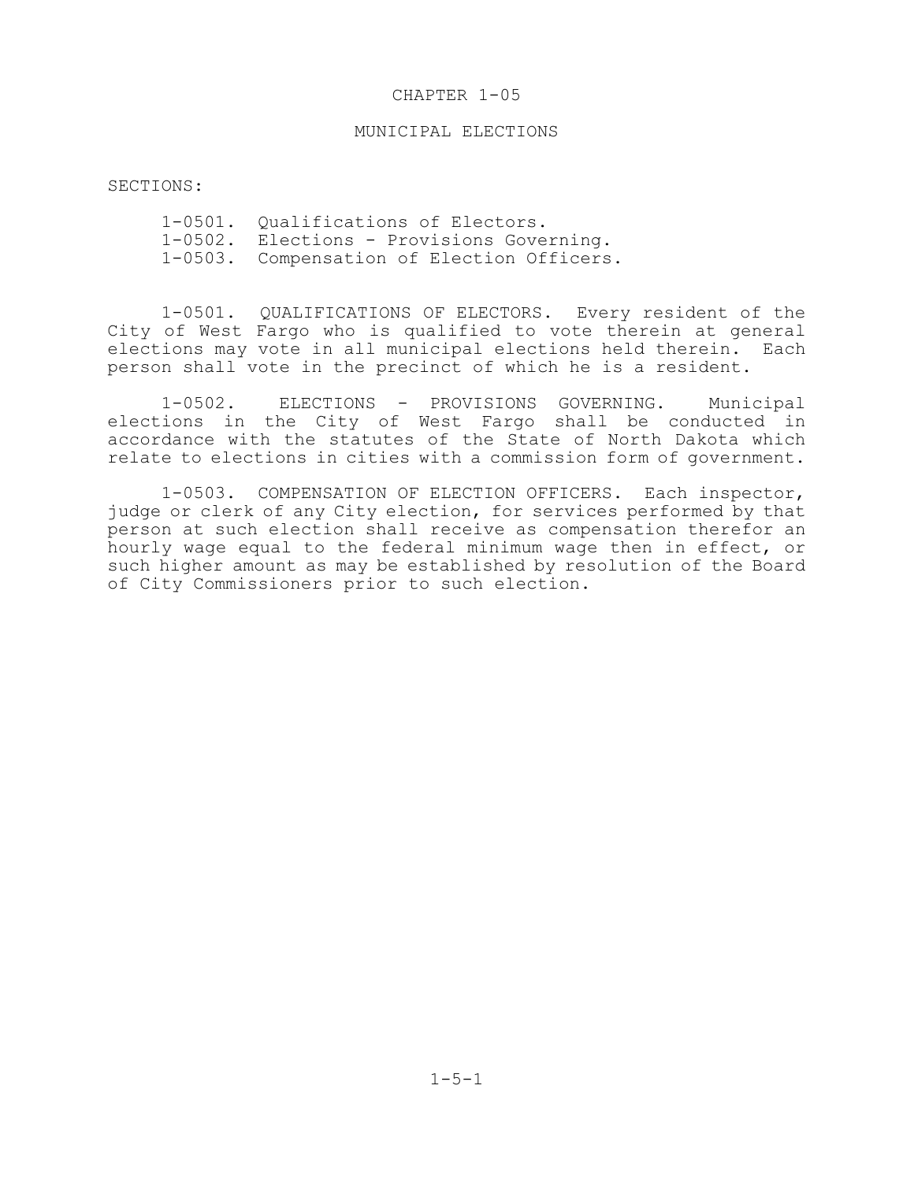# CHAPTER 1-05

## MUNICIPAL ELECTIONS

SECTIONS:

1-0501. Qualifications of Electors.
1-0502. Elections - Provisions Governing.
1-0503. Compensation of Election Officers.

1-0501. QUALIFICATIONS OF ELECTORS. Every resident of the City of West Fargo who is qualified to vote therein at general elections may vote in all municipal elections held therein. Each person shall vote in the precinct of which he is a resident.

1-0502. ELECTIONS - PROVISIONS GOVERNING. Municipal elections in the City of West Fargo shall be conducted in accordance with the statutes of the State of North Dakota which relate to elections in cities with a commission form of government.

1-0503. COMPENSATION OF ELECTION OFFICERS. Each inspector, judge or clerk of any City election, for services performed by that person at such election shall receive as compensation therefor an hourly wage equal to the federal minimum wage then in effect, or such higher amount as may be established by resolution of the Board of City Commissioners prior to such election.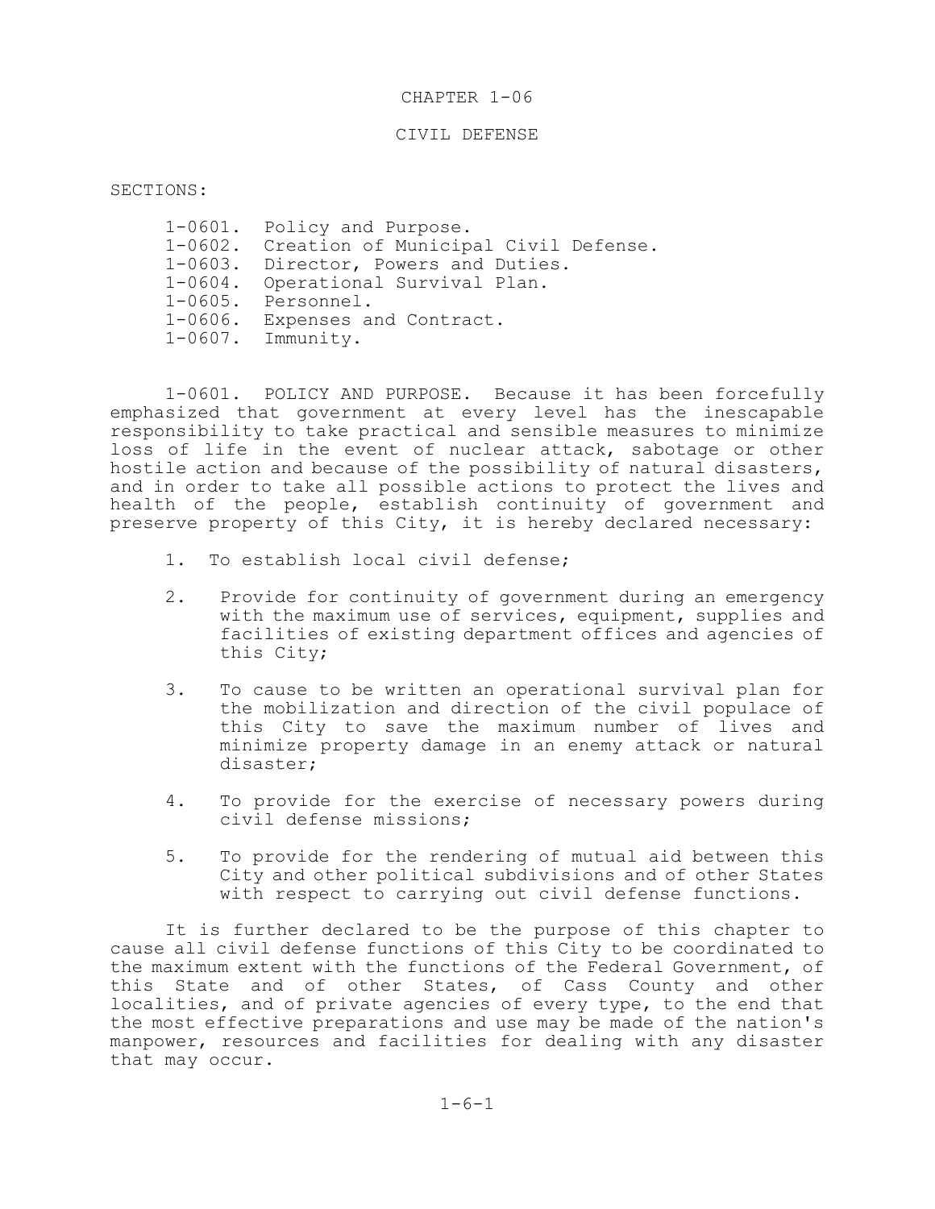# CHAPTER 1-06

## CIVIL DEFENSE

SECTIONS:

1-0601. Policy and Purpose.
1-0602. Creation of Municipal Civil Defense.
1-0603. Director, Powers and Duties.
1-0604. Operational Survival Plan.
1-0605. Personnel.
1-0606. Expenses and Contract.
1-0607. Immunity.

1-0601. POLICY AND PURPOSE. Because it has been forcefully emphasized that government at every level has the inescapable responsibility to take practical and sensible measures to minimize loss of life in the event of nuclear attack, sabotage or other hostile action and because of the possibility of natural disasters, and in order to take all possible actions to protect the lives and health of the people, establish continuity of government and preserve property of this City, it is hereby declared necessary:

1. To establish local civil defense;

2. Provide for continuity of government during an emergency with the maximum use of services, equipment, supplies and facilities of existing department offices and agencies of this City;

3. To cause to be written an operational survival plan for the mobilization and direction of the civil populace of this City to save the maximum number of lives and minimize property damage in an enemy attack or natural disaster;

4. To provide for the exercise of necessary powers during civil defense missions;

5. To provide for the rendering of mutual aid between this City and other political subdivisions and of other States with respect to carrying out civil defense functions.

It is further declared to be the purpose of this chapter to cause all civil defense functions of this City to be coordinated to the maximum extent with the functions of the Federal Government, of this State and of other States, of Cass County and other localities, and of private agencies of every type, to the end that the most effective preparations and use may be made of the nation's manpower, resources and facilities for dealing with any disaster that may occur.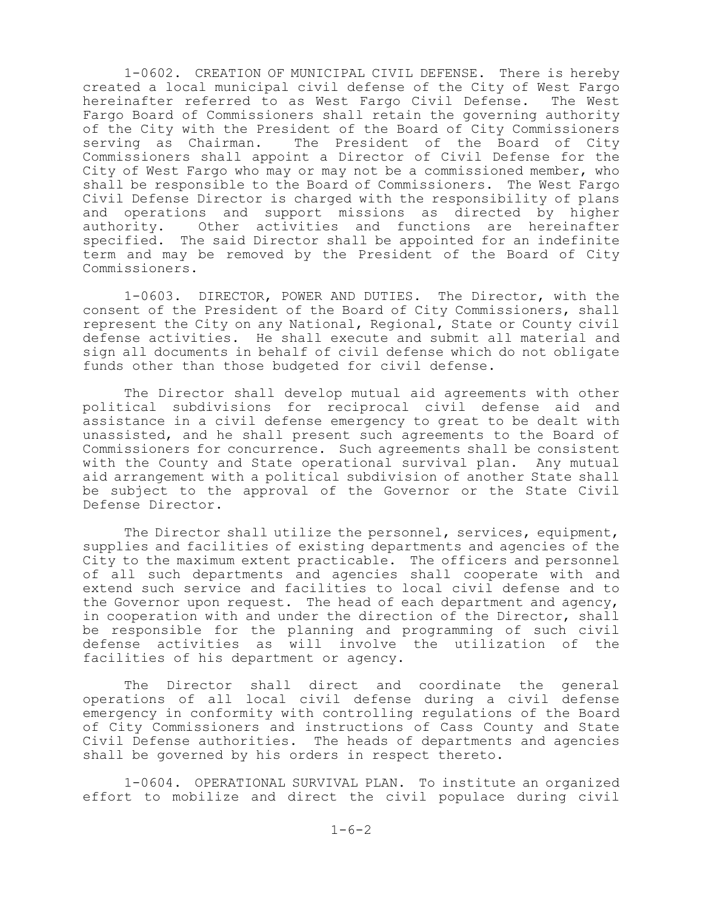1-0602. CREATION OF MUNICIPAL CIVIL DEFENSE. There is hereby created a local municipal civil defense of the City of West Fargo hereinafter referred to as West Fargo Civil Defense. The West Fargo Board of Commissioners shall retain the governing authority of the City with the President of the Board of City Commissioners serving as Chairman. The President of the Board of City Commissioners shall appoint a Director of Civil Defense for the City of West Fargo who may or may not be a commissioned member, who shall be responsible to the Board of Commissioners. The West Fargo Civil Defense Director is charged with the responsibility of plans and operations and support missions as directed by higher authority. Other activities and functions are hereinafter specified. The said Director shall be appointed for an indefinite term and may be removed by the President of the Board of City Commissioners.

1-0603. DIRECTOR, POWER AND DUTIES. The Director, with the consent of the President of the Board of City Commissioners, shall represent the City on any National, Regional, State or County civil defense activities. He shall execute and submit all material and sign all documents in behalf of civil defense which do not obligate funds other than those budgeted for civil defense.

The Director shall develop mutual aid agreements with other political subdivisions for reciprocal civil defense aid and assistance in a civil defense emergency to great to be dealt with unassisted, and he shall present such agreements to the Board of Commissioners for concurrence. Such agreements shall be consistent with the County and State operational survival plan. Any mutual aid arrangement with a political subdivision of another State shall be subject to the approval of the Governor or the State Civil Defense Director.

The Director shall utilize the personnel, services, equipment, supplies and facilities of existing departments and agencies of the City to the maximum extent practicable. The officers and personnel of all such departments and agencies shall cooperate with and extend such service and facilities to local civil defense and to the Governor upon request. The head of each department and agency, in cooperation with and under the direction of the Director, shall be responsible for the planning and programming of such civil defense activities as will involve the utilization of the facilities of his department or agency.

The Director shall direct and coordinate the general operations of all local civil defense during a civil defense emergency in conformity with controlling regulations of the Board of City Commissioners and instructions of Cass County and State Civil Defense authorities. The heads of departments and agencies shall be governed by his orders in respect thereto.

1-0604. OPERATIONAL SURVIVAL PLAN. To institute an organized effort to mobilize and direct the civil populace during civil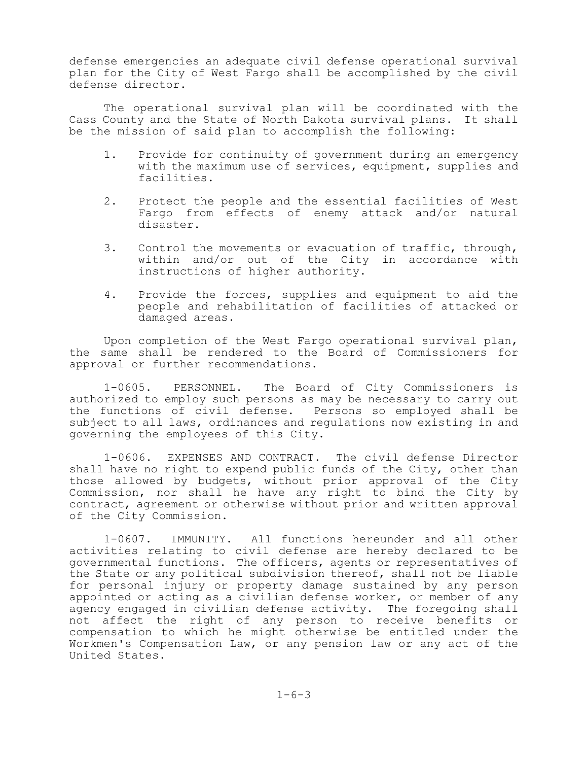defense emergencies an adequate civil defense operational survival plan for the City of West Fargo shall be accomplished by the civil defense director.

The operational survival plan will be coordinated with the Cass County and the State of North Dakota survival plans. It shall be the mission of said plan to accomplish the following:

1. Provide for continuity of government during an emergency with the maximum use of services, equipment, supplies and facilities.

2. Protect the people and the essential facilities of West Fargo from effects of enemy attack and/or natural disaster.

3. Control the movements or evacuation of traffic, through, within and/or out of the City in accordance with instructions of higher authority.

4. Provide the forces, supplies and equipment to aid the people and rehabilitation of facilities of attacked or damaged areas.

Upon completion of the West Fargo operational survival plan, the same shall be rendered to the Board of Commissioners for approval or further recommendations.

1-0605. PERSONNEL. The Board of City Commissioners is authorized to employ such persons as may be necessary to carry out the functions of civil defense. Persons so employed shall be subject to all laws, ordinances and regulations now existing in and governing the employees of this City.

1-0606. EXPENSES AND CONTRACT. The civil defense Director shall have no right to expend public funds of the City, other than those allowed by budgets, without prior approval of the City Commission, nor shall he have any right to bind the City by contract, agreement or otherwise without prior and written approval of the City Commission.

1-0607. IMMUNITY. All functions hereunder and all other activities relating to civil defense are hereby declared to be governmental functions. The officers, agents or representatives of the State or any political subdivision thereof, shall not be liable for personal injury or property damage sustained by any person appointed or acting as a civilian defense worker, or member of any agency engaged in civilian defense activity. The foregoing shall not affect the right of any person to receive benefits or compensation to which he might otherwise be entitled under the Workmen's Compensation Law, or any pension law or any act of the United States.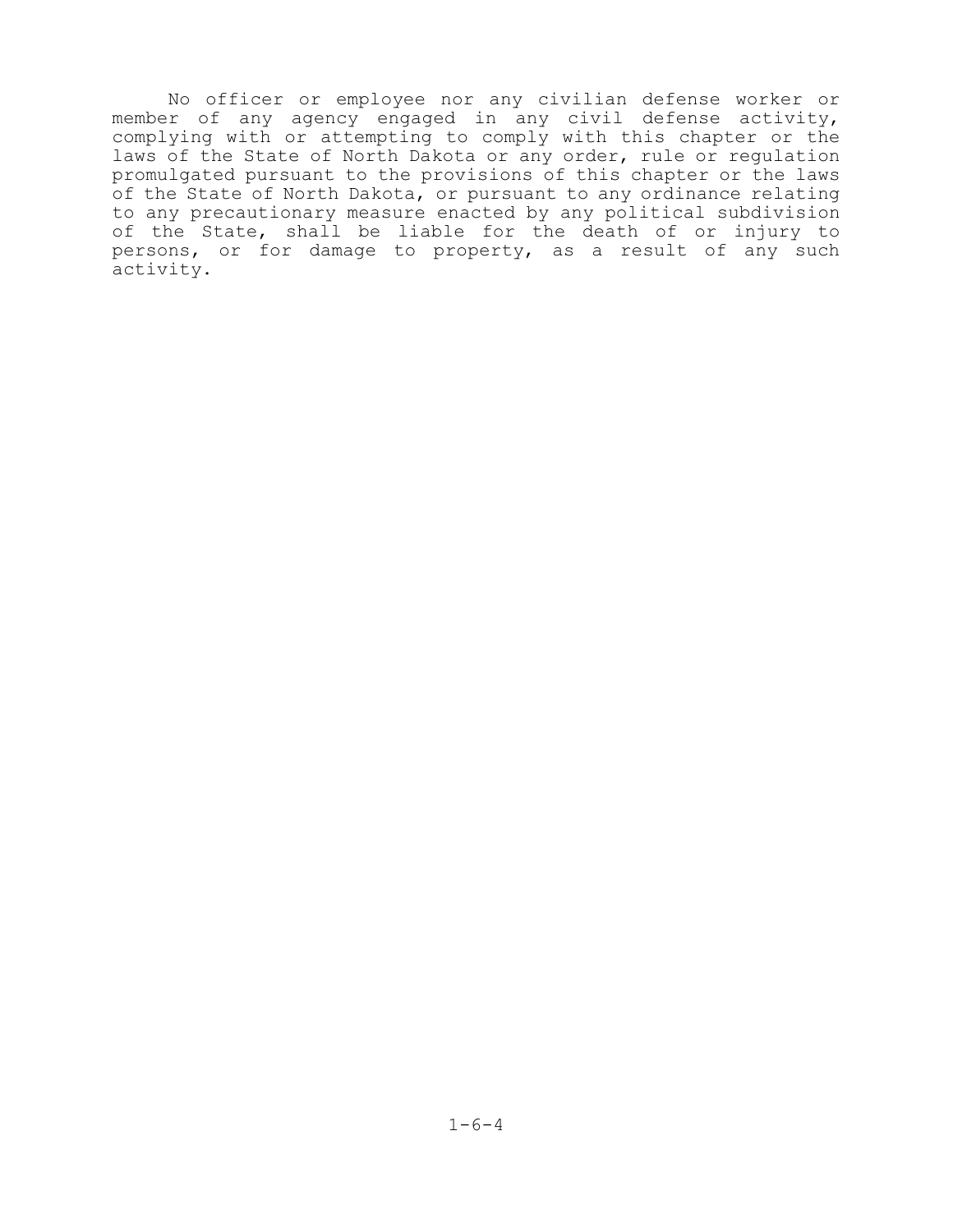No officer or employee nor any civilian defense worker or member of any agency engaged in any civil defense activity, complying with or attempting to comply with this chapter or the laws of the State of North Dakota or any order, rule or regulation promulgated pursuant to the provisions of this chapter or the laws of the State of North Dakota, or pursuant to any ordinance relating to any precautionary measure enacted by any political subdivision of the State, shall be liable for the death of or injury to persons, or for damage to property, as a result of any such activity.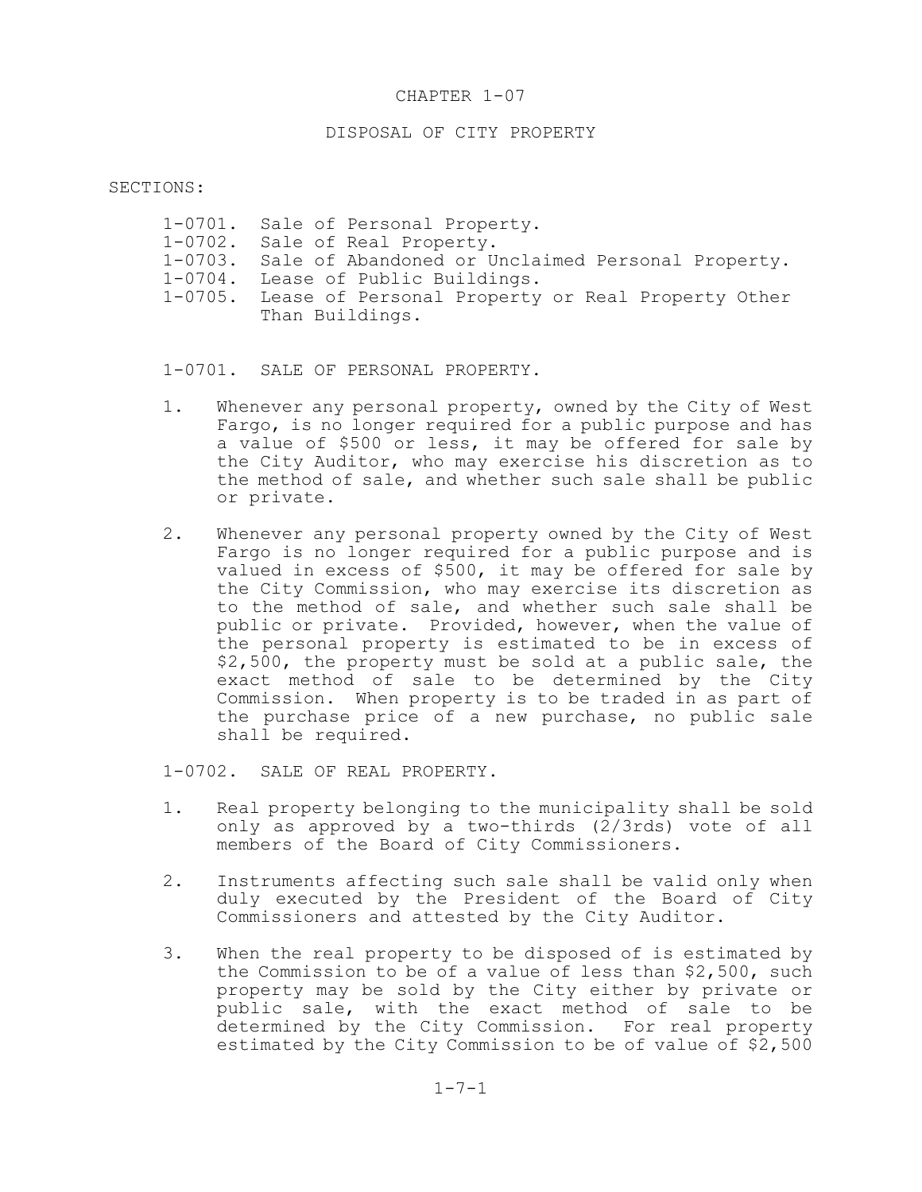# CHAPTER 1-07

## DISPOSAL OF CITY PROPERTY

SECTIONS:

- 1-0701. Sale of Personal Property.
- 1-0702. Sale of Real Property.
- 1-0703. Sale of Abandoned or Unclaimed Personal Property.
- 1-0704. Lease of Public Buildings.
- 1-0705. Lease of Personal Property or Real Property Other Than Buildings.

### 1-0701. SALE OF PERSONAL PROPERTY.

1. Whenever any personal property, owned by the City of West Fargo, is no longer required for a public purpose and has a value of $500 or less, it may be offered for sale by the City Auditor, who may exercise his discretion as to the method of sale, and whether such sale shall be public or private.

2. Whenever any personal property owned by the City of West Fargo is no longer required for a public purpose and is valued in excess of $500, it may be offered for sale by the City Commission, who may exercise its discretion as to the method of sale, and whether such sale shall be public or private. Provided, however, when the value of the personal property is estimated to be in excess of $2,500, the property must be sold at a public sale, the exact method of sale to be determined by the City Commission. When property is to be traded in as part of the purchase price of a new purchase, no public sale shall be required.

### 1-0702. SALE OF REAL PROPERTY.

1. Real property belonging to the municipality shall be sold only as approved by a two-thirds (2/3rds) vote of all members of the Board of City Commissioners.

2. Instruments affecting such sale shall be valid only when duly executed by the President of the Board of City Commissioners and attested by the City Auditor.

3. When the real property to be disposed of is estimated by the Commission to be of a value of less than $2,500, such property may be sold by the City either by private or public sale, with the exact method of sale to be determined by the City Commission. For real property estimated by the City Commission to be of value of $2,500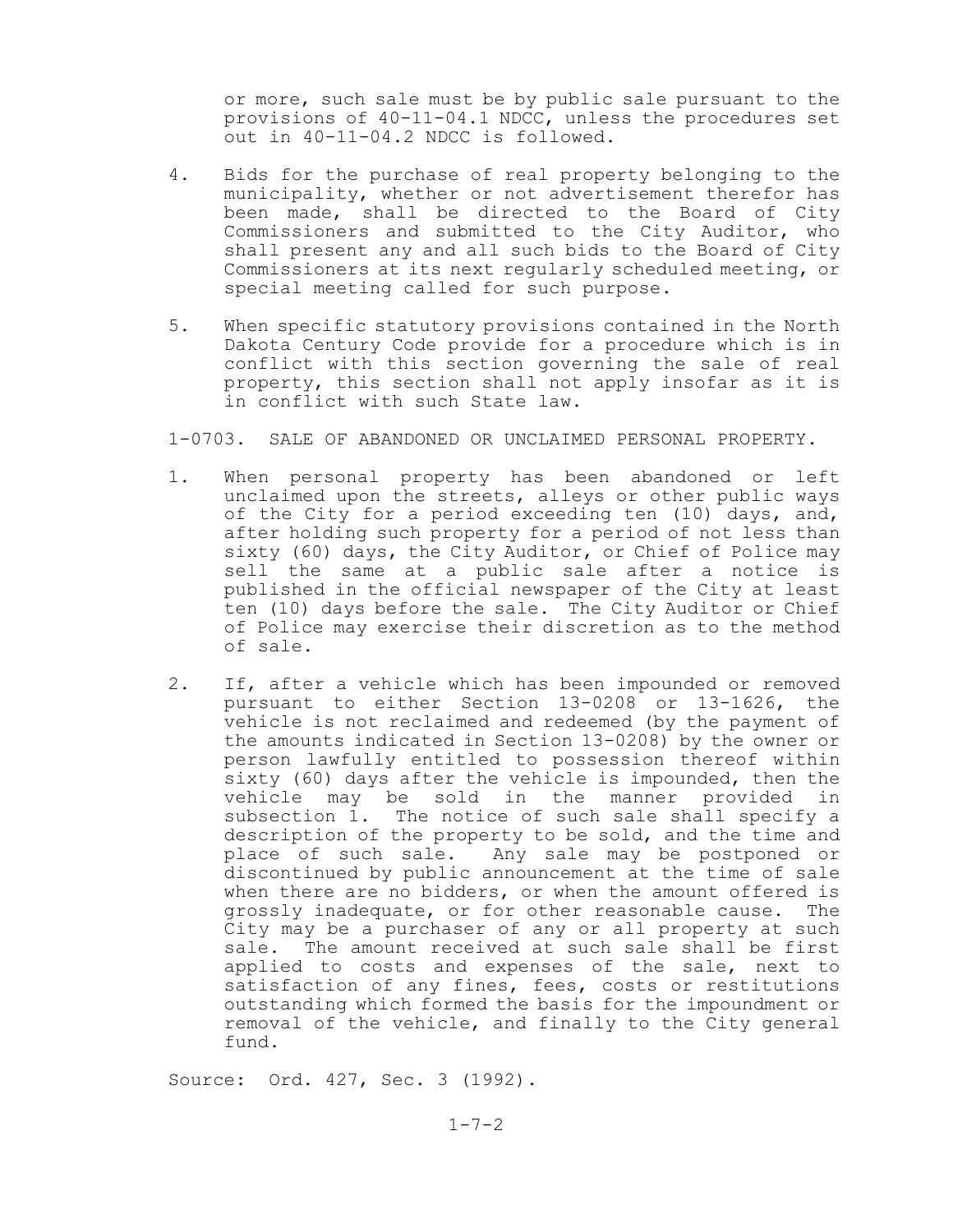or more, such sale must be by public sale pursuant to the provisions of 40-11-04.1 NDCC, unless the procedures set out in 40-11-04.2 NDCC is followed.

4. Bids for the purchase of real property belonging to the municipality, whether or not advertisement therefor has been made, shall be directed to the Board of City Commissioners and submitted to the City Auditor, who shall present any and all such bids to the Board of City Commissioners at its next regularly scheduled meeting, or special meeting called for such purpose.

5. When specific statutory provisions contained in the North Dakota Century Code provide for a procedure which is in conflict with this section governing the sale of real property, this section shall not apply insofar as it is in conflict with such State law.

1-0703. SALE OF ABANDONED OR UNCLAIMED PERSONAL PROPERTY.

1. When personal property has been abandoned or left unclaimed upon the streets, alleys or other public ways of the City for a period exceeding ten (10) days, and, after holding such property for a period of not less than sixty (60) days, the City Auditor, or Chief of Police may sell the same at a public sale after a notice is published in the official newspaper of the City at least ten (10) days before the sale. The City Auditor or Chief of Police may exercise their discretion as to the method of sale.

2. If, after a vehicle which has been impounded or removed pursuant to either Section 13-0208 or 13-1626, the vehicle is not reclaimed and redeemed (by the payment of the amounts indicated in Section 13-0208) by the owner or person lawfully entitled to possession thereof within sixty (60) days after the vehicle is impounded, then the vehicle may be sold in the manner provided in subsection 1. The notice of such sale shall specify a description of the property to be sold, and the time and place of such sale. Any sale may be postponed or discontinued by public announcement at the time of sale when there are no bidders, or when the amount offered is grossly inadequate, or for other reasonable cause. The City may be a purchaser of any or all property at such sale. The amount received at such sale shall be first applied to costs and expenses of the sale, next to satisfaction of any fines, fees, costs or restitutions outstanding which formed the basis for the impoundment or removal of the vehicle, and finally to the City general fund.

Source: Ord. 427, Sec. 3 (1992).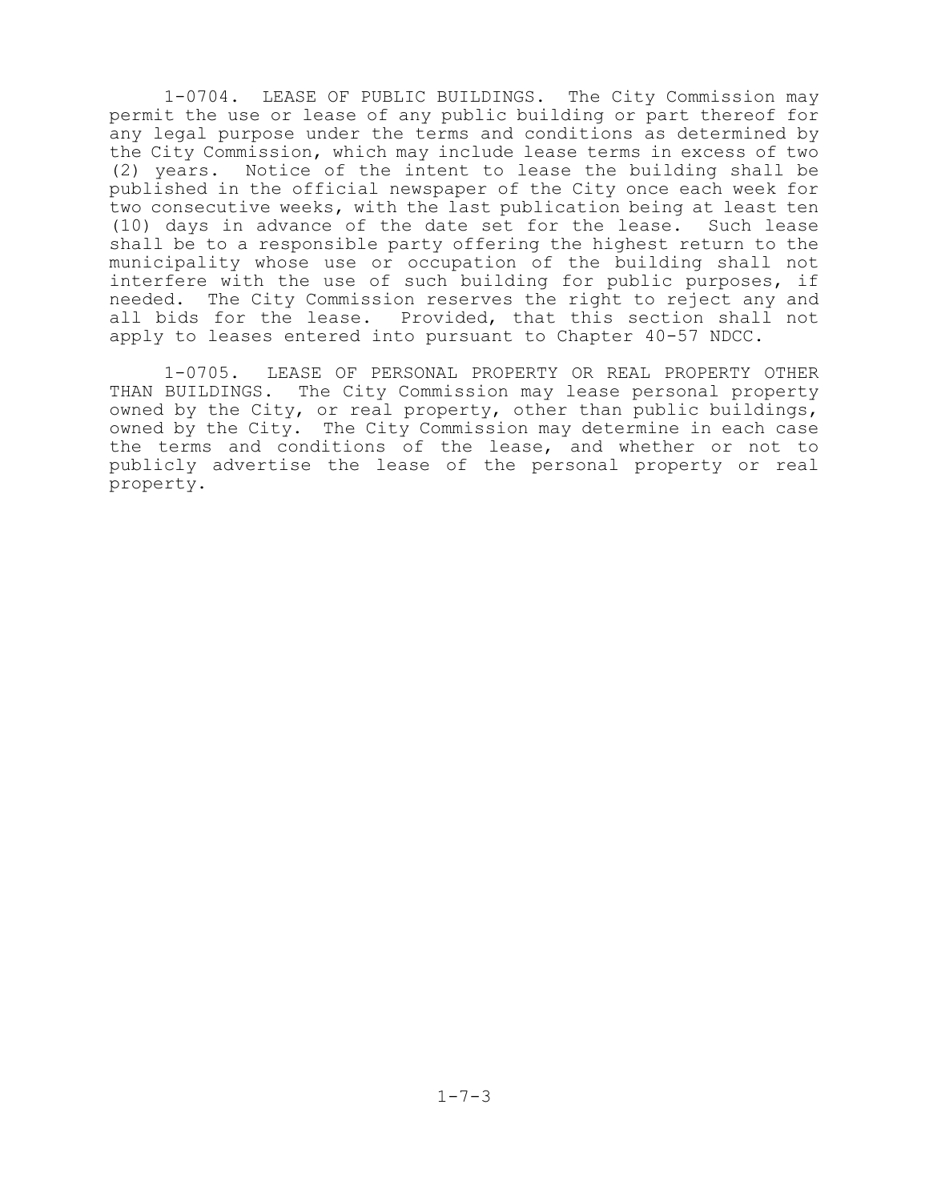1-0704. LEASE OF PUBLIC BUILDINGS. The City Commission may permit the use or lease of any public building or part thereof for any legal purpose under the terms and conditions as determined by the City Commission, which may include lease terms in excess of two (2) years. Notice of the intent to lease the building shall be published in the official newspaper of the City once each week for two consecutive weeks, with the last publication being at least ten (10) days in advance of the date set for the lease. Such lease shall be to a responsible party offering the highest return to the municipality whose use or occupation of the building shall not interfere with the use of such building for public purposes, if needed. The City Commission reserves the right to reject any and all bids for the lease. Provided, that this section shall not apply to leases entered into pursuant to Chapter 40-57 NDCC.

1-0705. LEASE OF PERSONAL PROPERTY OR REAL PROPERTY OTHER THAN BUILDINGS. The City Commission may lease personal property owned by the City, or real property, other than public buildings, owned by the City. The City Commission may determine in each case the terms and conditions of the lease, and whether or not to publicly advertise the lease of the personal property or real property.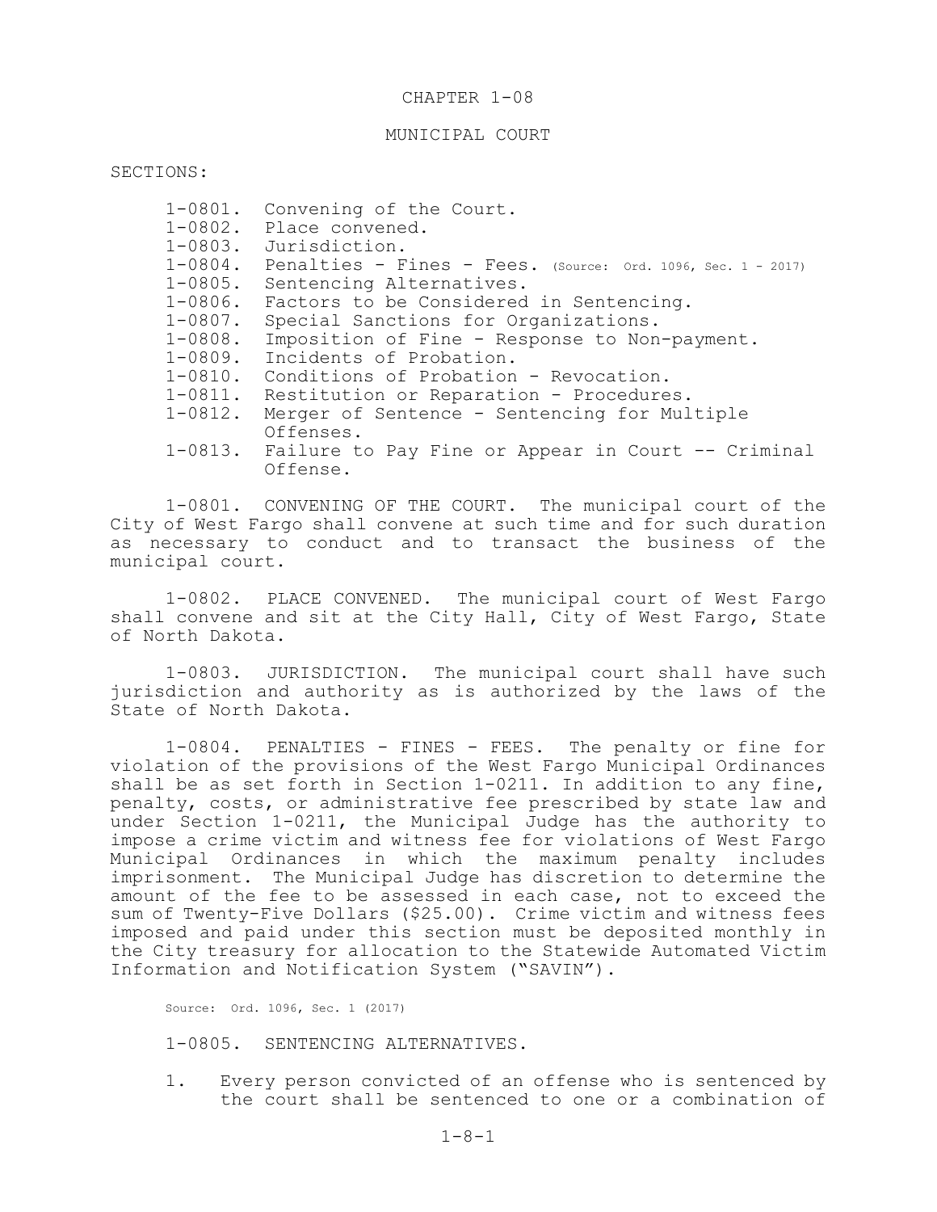# CHAPTER 1-08

## MUNICIPAL COURT

SECTIONS:

- 1-0801. Convening of the Court.
- 1-0802. Place convened.
- 1-0803. Jurisdiction.
- 1-0804. Penalties - Fines - Fees. (Source: Ord. 1096, Sec. 1 - 2017)
- 1-0805. Sentencing Alternatives.
- 1-0806. Factors to be Considered in Sentencing.
- 1-0807. Special Sanctions for Organizations.
- 1-0808. Imposition of Fine - Response to Non-payment.
- 1-0809. Incidents of Probation.
- 1-0810. Conditions of Probation - Revocation.
- 1-0811. Restitution or Reparation - Procedures.
- 1-0812. Merger of Sentence - Sentencing for Multiple Offenses.
- 1-0813. Failure to Pay Fine or Appear in Court -- Criminal Offense.

1-0801. CONVENING OF THE COURT. The municipal court of the City of West Fargo shall convene at such time and for such duration as necessary to conduct and to transact the business of the municipal court.

1-0802. PLACE CONVENED. The municipal court of West Fargo shall convene and sit at the City Hall, City of West Fargo, State of North Dakota.

1-0803. JURISDICTION. The municipal court shall have such jurisdiction and authority as is authorized by the laws of the State of North Dakota.

1-0804. PENALTIES - FINES - FEES. The penalty or fine for violation of the provisions of the West Fargo Municipal Ordinances shall be as set forth in Section 1-0211. In addition to any fine, penalty, costs, or administrative fee prescribed by state law and under Section 1-0211, the Municipal Judge has the authority to impose a crime victim and witness fee for violations of West Fargo Municipal Ordinances in which the maximum penalty includes imprisonment. The Municipal Judge has discretion to determine the amount of the fee to be assessed in each case, not to exceed the sum of Twenty-Five Dollars ($25.00). Crime victim and witness fees imposed and paid under this section must be deposited monthly in the City treasury for allocation to the Statewide Automated Victim Information and Notification System ("SAVIN").

Source: Ord. 1096, Sec. 1 (2017)

1-0805. SENTENCING ALTERNATIVES.

1. Every person convicted of an offense who is sentenced by the court shall be sentenced to one or a combination of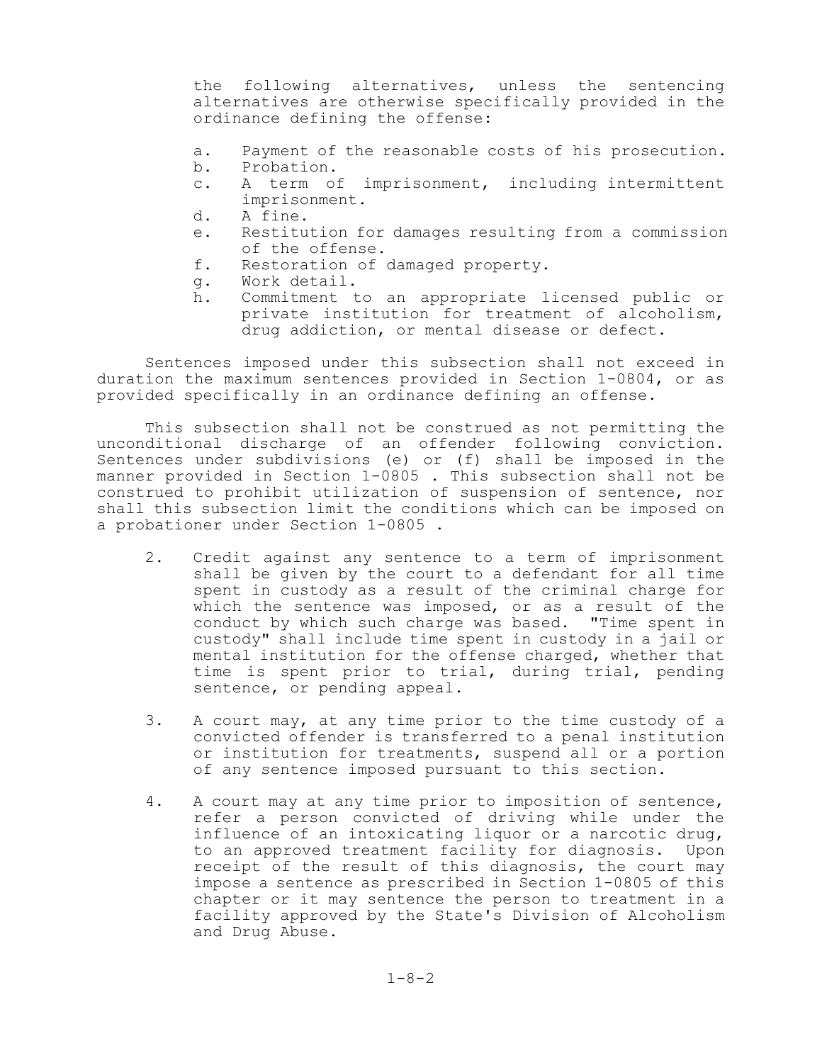the following alternatives, unless the sentencing alternatives are otherwise specifically provided in the ordinance defining the offense:

a. Payment of the reasonable costs of his prosecution.
b. Probation.
c. A term of imprisonment, including intermittent imprisonment.
d. A fine.
e. Restitution for damages resulting from a commission of the offense.
f. Restoration of damaged property.
g. Work detail.
h. Commitment to an appropriate licensed public or private institution for treatment of alcoholism, drug addiction, or mental disease or defect.

Sentences imposed under this subsection shall not exceed in duration the maximum sentences provided in Section 1-0804, or as provided specifically in an ordinance defining an offense.

This subsection shall not be construed as not permitting the unconditional discharge of an offender following conviction. Sentences under subdivisions (e) or (f) shall be imposed in the manner provided in Section 1-0805 . This subsection shall not be construed to prohibit utilization of suspension of sentence, nor shall this subsection limit the conditions which can be imposed on a probationer under Section 1-0805 .

2. Credit against any sentence to a term of imprisonment shall be given by the court to a defendant for all time spent in custody as a result of the criminal charge for which the sentence was imposed, or as a result of the conduct by which such charge was based. "Time spent in custody" shall include time spent in custody in a jail or mental institution for the offense charged, whether that time is spent prior to trial, during trial, pending sentence, or pending appeal.

3. A court may, at any time prior to the time custody of a convicted offender is transferred to a penal institution or institution for treatments, suspend all or a portion of any sentence imposed pursuant to this section.

4. A court may at any time prior to imposition of sentence, refer a person convicted of driving while under the influence of an intoxicating liquor or a narcotic drug, to an approved treatment facility for diagnosis. Upon receipt of the result of this diagnosis, the court may impose a sentence as prescribed in Section 1-0805 of this chapter or it may sentence the person to treatment in a facility approved by the State's Division of Alcoholism and Drug Abuse.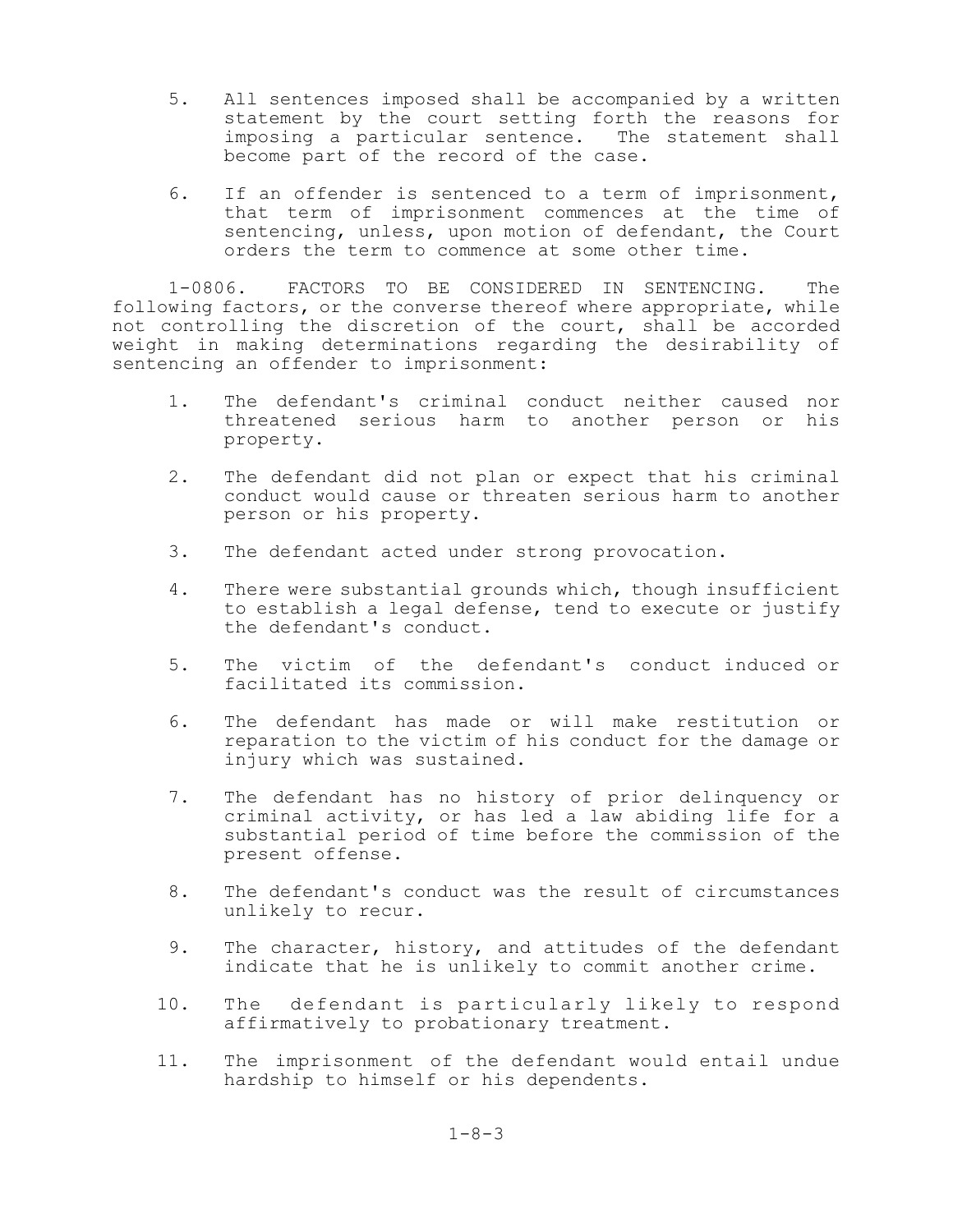5. All sentences imposed shall be accompanied by a written statement by the court setting forth the reasons for imposing a particular sentence. The statement shall become part of the record of the case.

6. If an offender is sentenced to a term of imprisonment, that term of imprisonment commences at the time of sentencing, unless, upon motion of defendant, the Court orders the term to commence at some other time.

1-0806. FACTORS TO BE CONSIDERED IN SENTENCING. The following factors, or the converse thereof where appropriate, while not controlling the discretion of the court, shall be accorded weight in making determinations regarding the desirability of sentencing an offender to imprisonment:

1. The defendant's criminal conduct neither caused nor threatened serious harm to another person or his property.

2. The defendant did not plan or expect that his criminal conduct would cause or threaten serious harm to another person or his property.

3. The defendant acted under strong provocation.

4. There were substantial grounds which, though insufficient to establish a legal defense, tend to execute or justify the defendant's conduct.

5. The victim of the defendant's conduct induced or facilitated its commission.

6. The defendant has made or will make restitution or reparation to the victim of his conduct for the damage or injury which was sustained.

7. The defendant has no history of prior delinquency or criminal activity, or has led a law abiding life for a substantial period of time before the commission of the present offense.

8. The defendant's conduct was the result of circumstances unlikely to recur.

9. The character, history, and attitudes of the defendant indicate that he is unlikely to commit another crime.

10. The defendant is particularly likely to respond affirmatively to probationary treatment.

11. The imprisonment of the defendant would entail undue hardship to himself or his dependents.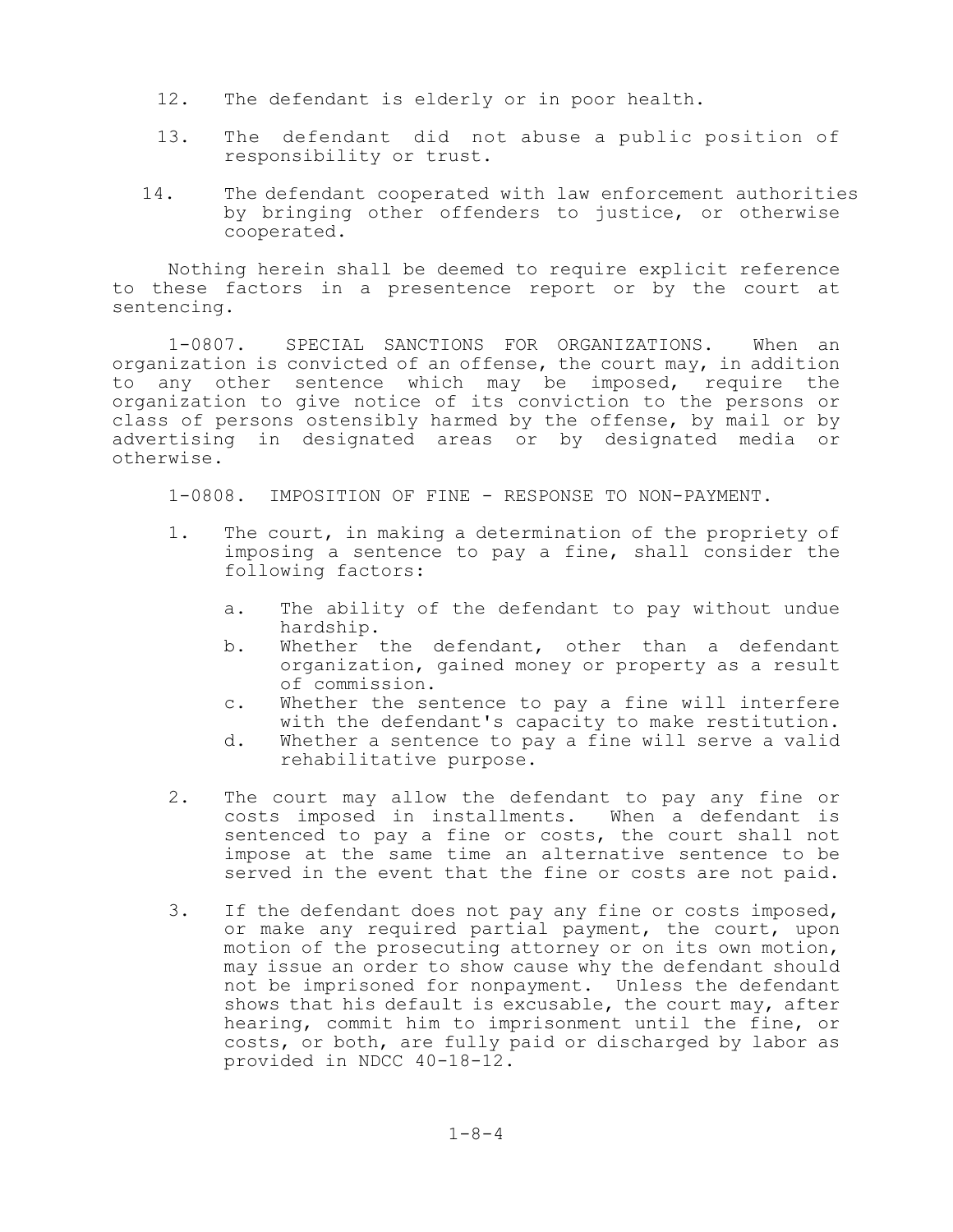12. The defendant is elderly or in poor health.

13. The defendant did not abuse a public position of responsibility or trust.

14. The defendant cooperated with law enforcement authorities by bringing other offenders to justice, or otherwise cooperated.

Nothing herein shall be deemed to require explicit reference to these factors in a presentence report or by the court at sentencing.

1-0807. SPECIAL SANCTIONS FOR ORGANIZATIONS. When an organization is convicted of an offense, the court may, in addition to any other sentence which may be imposed, require the organization to give notice of its conviction to the persons or class of persons ostensibly harmed by the offense, by mail or by advertising in designated areas or by designated media or otherwise.

1-0808. IMPOSITION OF FINE - RESPONSE TO NON-PAYMENT.

1. The court, in making a determination of the propriety of imposing a sentence to pay a fine, shall consider the following factors:

   a. The ability of the defendant to pay without undue hardship.
   b. Whether the defendant, other than a defendant organization, gained money or property as a result of commission.
   c. Whether the sentence to pay a fine will interfere with the defendant's capacity to make restitution.
   d. Whether a sentence to pay a fine will serve a valid rehabilitative purpose.

2. The court may allow the defendant to pay any fine or costs imposed in installments. When a defendant is sentenced to pay a fine or costs, the court shall not impose at the same time an alternative sentence to be served in the event that the fine or costs are not paid.

3. If the defendant does not pay any fine or costs imposed, or make any required partial payment, the court, upon motion of the prosecuting attorney or on its own motion, may issue an order to show cause why the defendant should not be imprisoned for nonpayment. Unless the defendant shows that his default is excusable, the court may, after hearing, commit him to imprisonment until the fine, or costs, or both, are fully paid or discharged by labor as provided in NDCC 40-18-12.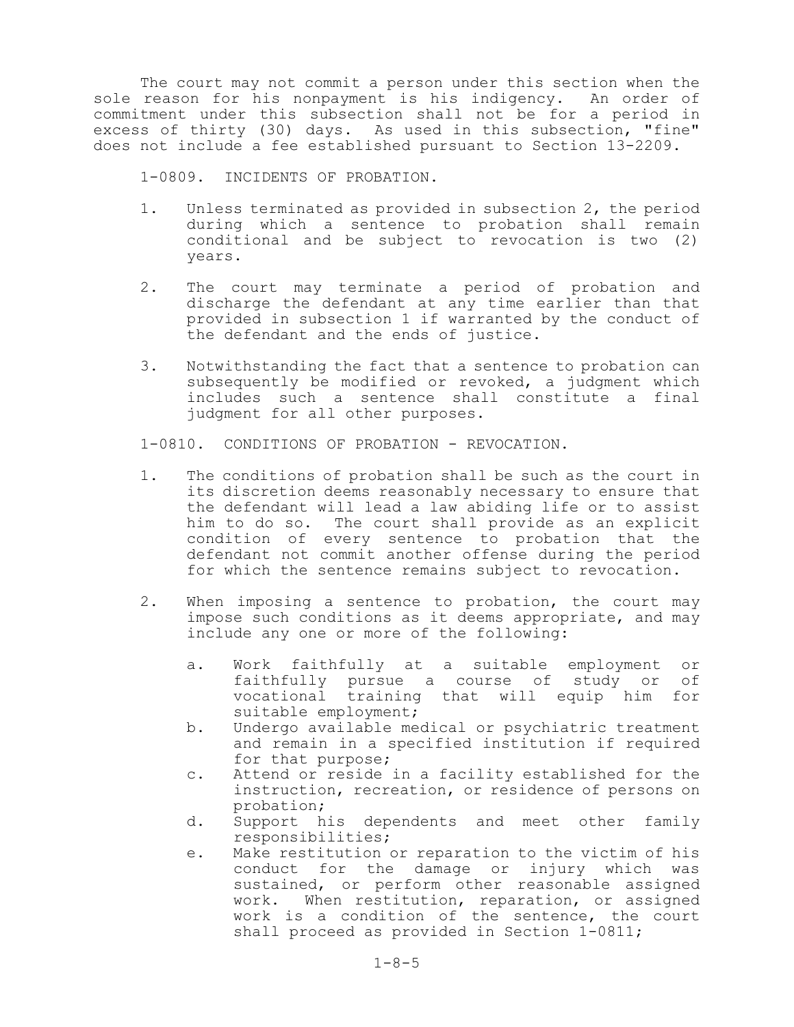The court may not commit a person under this section when the sole reason for his nonpayment is his indigency. An order of commitment under this subsection shall not be for a period in excess of thirty (30) days. As used in this subsection, "fine" does not include a fee established pursuant to Section 13-2209.

1-0809. INCIDENTS OF PROBATION.

1. Unless terminated as provided in subsection 2, the period during which a sentence to probation shall remain conditional and be subject to revocation is two (2) years.
2. The court may terminate a period of probation and discharge the defendant at any time earlier than that provided in subsection 1 if warranted by the conduct of the defendant and the ends of justice.
3. Notwithstanding the fact that a sentence to probation can subsequently be modified or revoked, a judgment which includes such a sentence shall constitute a final judgment for all other purposes.

1-0810. CONDITIONS OF PROBATION - REVOCATION.

1. The conditions of probation shall be such as the court in its discretion deems reasonably necessary to ensure that the defendant will lead a law abiding life or to assist him to do so. The court shall provide as an explicit condition of every sentence to probation that the defendant not commit another offense during the period for which the sentence remains subject to revocation.
2. When imposing a sentence to probation, the court may impose such conditions as it deems appropriate, and may include any one or more of the following:
    a. Work faithfully at a suitable employment or faithfully pursue a course of study or of vocational training that will equip him for suitable employment;
    b. Undergo available medical or psychiatric treatment and remain in a specified institution if required for that purpose;
    c. Attend or reside in a facility established for the instruction, recreation, or residence of persons on probation;
    d. Support his dependents and meet other family responsibilities;
    e. Make restitution or reparation to the victim of his conduct for the damage or injury which was sustained, or perform other reasonable assigned work. When restitution, reparation, or assigned work is a condition of the sentence, the court shall proceed as provided in Section 1-0811;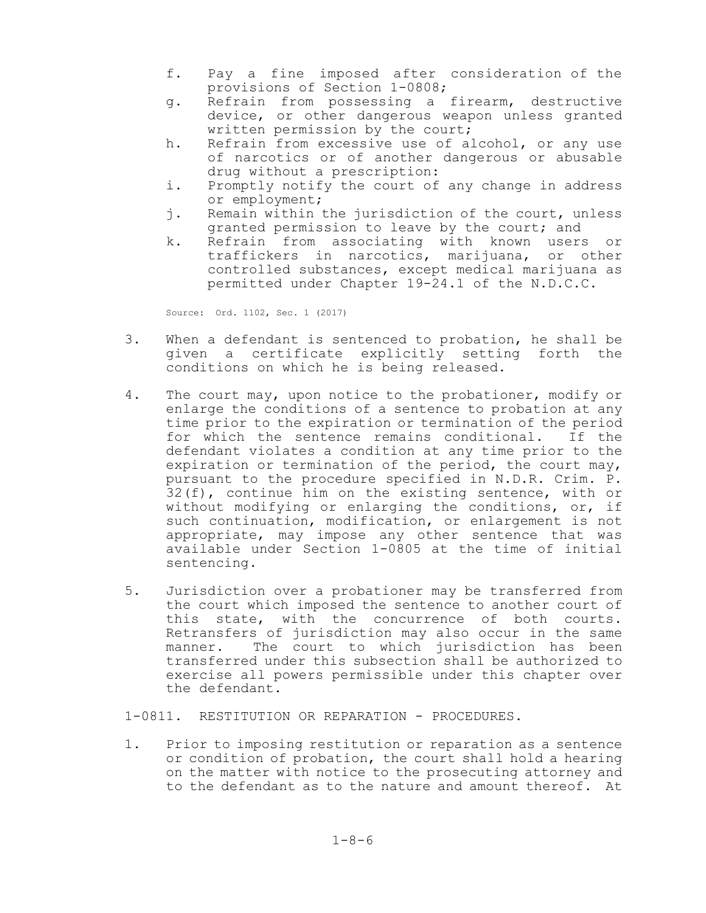f. Pay a fine imposed after consideration of the provisions of Section 1-0808;
g. Refrain from possessing a firearm, destructive device, or other dangerous weapon unless granted written permission by the court;
h. Refrain from excessive use of alcohol, or any use of narcotics or of another dangerous or abusable drug without a prescription:
i. Promptly notify the court of any change in address or employment;
j. Remain within the jurisdiction of the court, unless granted permission to leave by the court; and
k. Refrain from associating with known users or traffickers in narcotics, marijuana, or other controlled substances, except medical marijuana as permitted under Chapter 19-24.1 of the N.D.C.C.

Source: Ord. 1102, Sec. 1 (2017)

3. When a defendant is sentenced to probation, he shall be given a certificate explicitly setting forth the conditions on which he is being released.

4. The court may, upon notice to the probationer, modify or enlarge the conditions of a sentence to probation at any time prior to the expiration or termination of the period for which the sentence remains conditional. If the defendant violates a condition at any time prior to the expiration or termination of the period, the court may, pursuant to the procedure specified in N.D.R. Crim. P. 32(f), continue him on the existing sentence, with or without modifying or enlarging the conditions, or, if such continuation, modification, or enlargement is not appropriate, may impose any other sentence that was available under Section 1-0805 at the time of initial sentencing.

5. Jurisdiction over a probationer may be transferred from the court which imposed the sentence to another court of this state, with the concurrence of both courts. Retransfers of jurisdiction may also occur in the same manner. The court to which jurisdiction has been transferred under this subsection shall be authorized to exercise all powers permissible under this chapter over the defendant.

1-0811. RESTITUTION OR REPARATION - PROCEDURES.

1. Prior to imposing restitution or reparation as a sentence or condition of probation, the court shall hold a hearing on the matter with notice to the prosecuting attorney and to the defendant as to the nature and amount thereof. At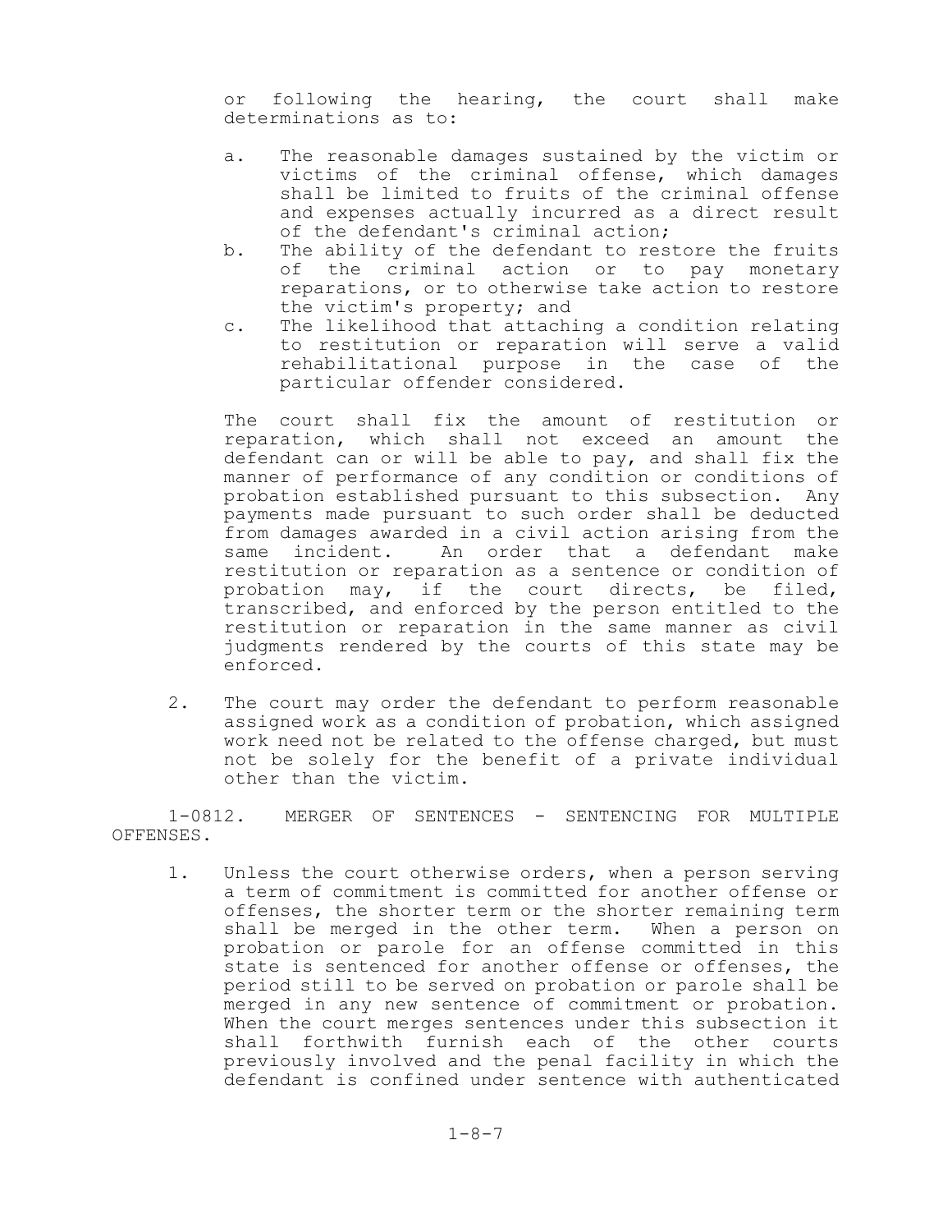or following the hearing, the court shall make determinations as to:

a. The reasonable damages sustained by the victim or victims of the criminal offense, which damages shall be limited to fruits of the criminal offense and expenses actually incurred as a direct result of the defendant's criminal action;
b. The ability of the defendant to restore the fruits of the criminal action or to pay monetary reparations, or to otherwise take action to restore the victim's property; and
c. The likelihood that attaching a condition relating to restitution or reparation will serve a valid rehabilitational purpose in the case of the particular offender considered.

The court shall fix the amount of restitution or reparation, which shall not exceed an amount the defendant can or will be able to pay, and shall fix the manner of performance of any condition or conditions of probation established pursuant to this subsection. Any payments made pursuant to such order shall be deducted from damages awarded in a civil action arising from the same incident. An order that a defendant make restitution or reparation as a sentence or condition of probation may, if the court directs, be filed, transcribed, and enforced by the person entitled to the restitution or reparation in the same manner as civil judgments rendered by the courts of this state may be enforced.

2. The court may order the defendant to perform reasonable assigned work as a condition of probation, which assigned work need not be related to the offense charged, but must not be solely for the benefit of a private individual other than the victim.

## 1-0812. MERGER OF SENTENCES - SENTENCING FOR MULTIPLE OFFENSES.

1. Unless the court otherwise orders, when a person serving a term of commitment is committed for another offense or offenses, the shorter term or the shorter remaining term shall be merged in the other term. When a person on probation or parole for an offense committed in this state is sentenced for another offense or offenses, the period still to be served on probation or parole shall be merged in any new sentence of commitment or probation. When the court merges sentences under this subsection it shall forthwith furnish each of the other courts previously involved and the penal facility in which the defendant is confined under sentence with authenticated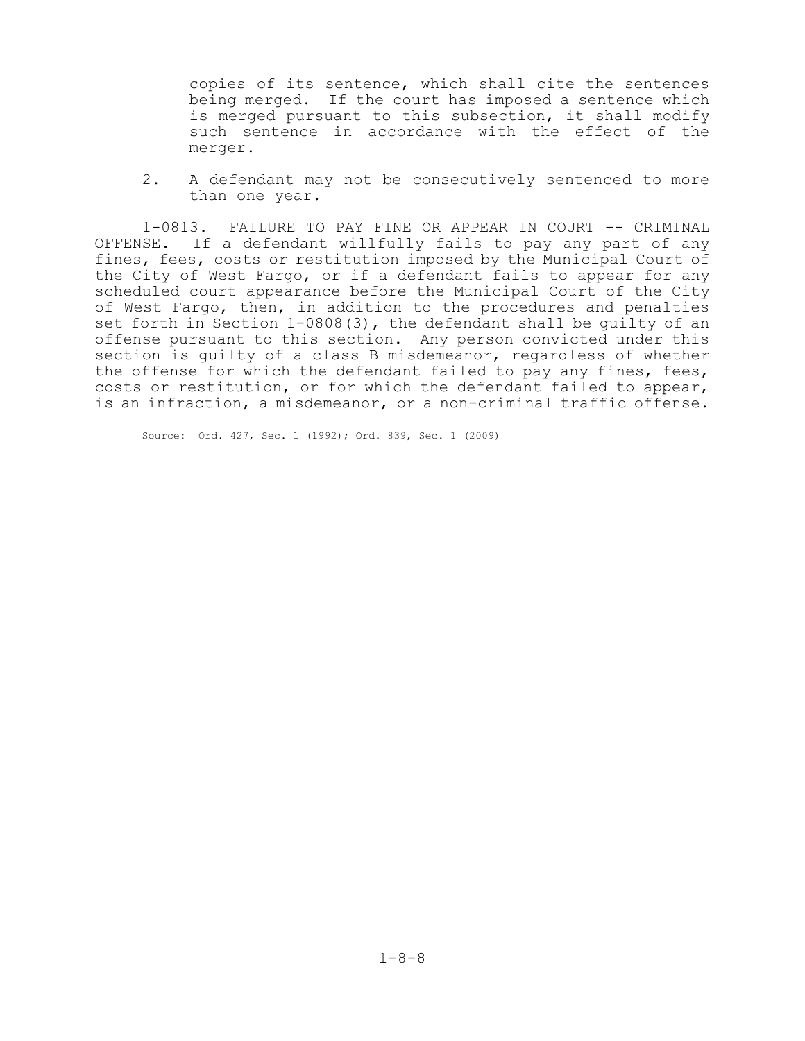copies of its sentence, which shall cite the sentences being merged. If the court has imposed a sentence which is merged pursuant to this subsection, it shall modify such sentence in accordance with the effect of the merger.

2. A defendant may not be consecutively sentenced to more than one year.

1-0813. FAILURE TO PAY FINE OR APPEAR IN COURT -- CRIMINAL OFFENSE. If a defendant willfully fails to pay any part of any fines, fees, costs or restitution imposed by the Municipal Court of the City of West Fargo, or if a defendant fails to appear for any scheduled court appearance before the Municipal Court of the City of West Fargo, then, in addition to the procedures and penalties set forth in Section 1-0808(3), the defendant shall be guilty of an offense pursuant to this section. Any person convicted under this section is guilty of a class B misdemeanor, regardless of whether the offense for which the defendant failed to pay any fines, fees, costs or restitution, or for which the defendant failed to appear, is an infraction, a misdemeanor, or a non-criminal traffic offense.

Source: Ord. 427, Sec. 1 (1992); Ord. 839, Sec. 1 (2009)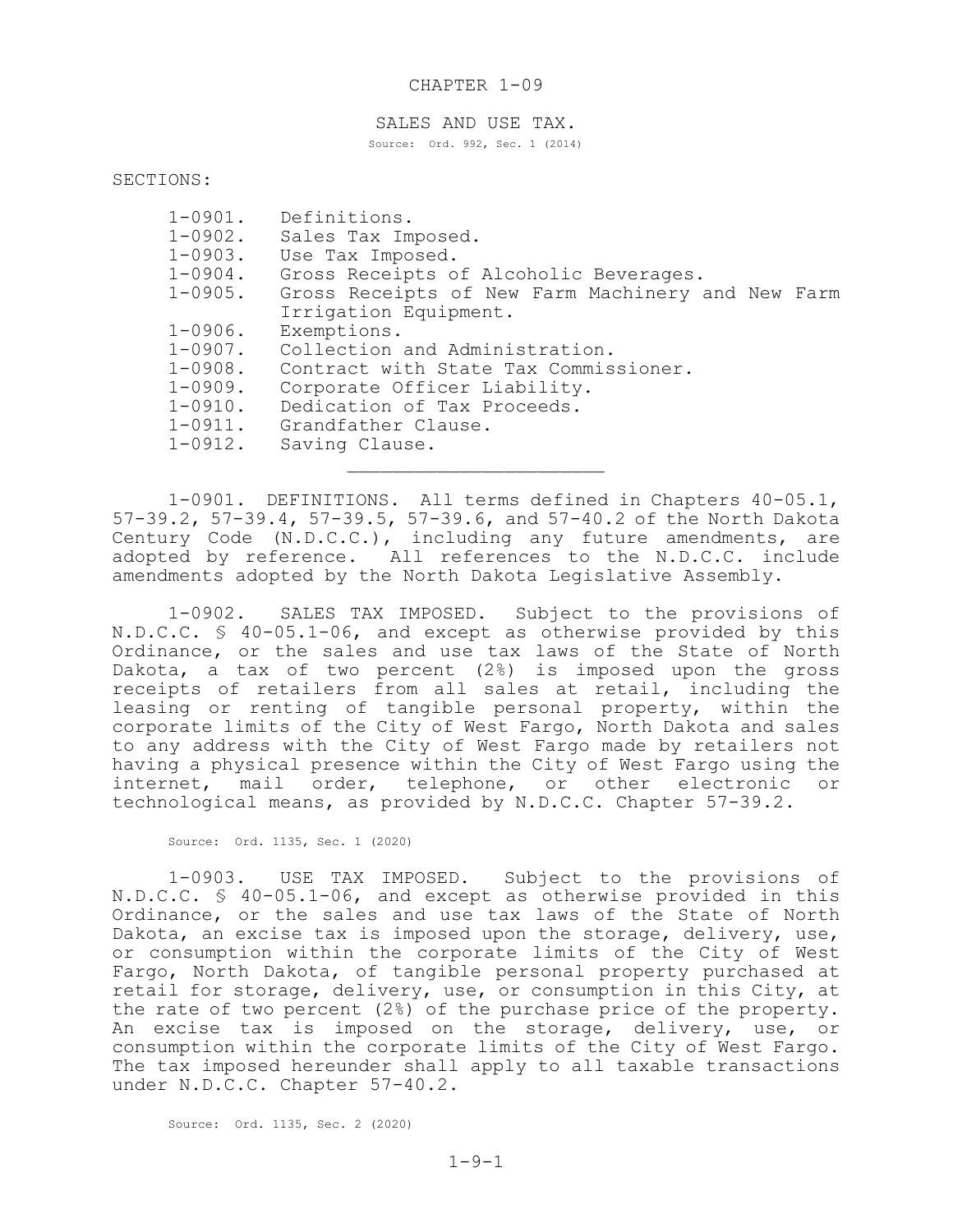# CHAPTER 1-09

## SALES AND USE TAX.

Source: Ord. 992, Sec. 1 (2014)

SECTIONS:

- 1-0901. Definitions.
- 1-0902. Sales Tax Imposed.
- 1-0903. Use Tax Imposed.
- 1-0904. Gross Receipts of Alcoholic Beverages.
- 1-0905. Gross Receipts of New Farm Machinery and New Farm Irrigation Equipment.
- 1-0906. Exemptions.
- 1-0907. Collection and Administration.
- 1-0908. Contract with State Tax Commissioner.
- 1-0909. Corporate Officer Liability.
- 1-0910. Dedication of Tax Proceeds.
- 1-0911. Grandfather Clause.
- 1-0912. Saving Clause.

---

1-0901. DEFINITIONS. All terms defined in Chapters 40-05.1, 57-39.2, 57-39.4, 57-39.5, 57-39.6, and 57-40.2 of the North Dakota Century Code (N.D.C.C.), including any future amendments, are adopted by reference. All references to the N.D.C.C. include amendments adopted by the North Dakota Legislative Assembly.

1-0902. SALES TAX IMPOSED. Subject to the provisions of N.D.C.C. § 40-05.1-06, and except as otherwise provided by this Ordinance, or the sales and use tax laws of the State of North Dakota, a tax of two percent (2%) is imposed upon the gross receipts of retailers from all sales at retail, including the leasing or renting of tangible personal property, within the corporate limits of the City of West Fargo, North Dakota and sales to any address with the City of West Fargo made by retailers not having a physical presence within the City of West Fargo using the internet, mail order, telephone, or other electronic or technological means, as provided by N.D.C.C. Chapter 57-39.2.

Source: Ord. 1135, Sec. 1 (2020)

1-0903. USE TAX IMPOSED. Subject to the provisions of N.D.C.C. § 40-05.1-06, and except as otherwise provided in this Ordinance, or the sales and use tax laws of the State of North Dakota, an excise tax is imposed upon the storage, delivery, use, or consumption within the corporate limits of the City of West Fargo, North Dakota, of tangible personal property purchased at retail for storage, delivery, use, or consumption in this City, at the rate of two percent (2%) of the purchase price of the property. An excise tax is imposed on the storage, delivery, use, or consumption within the corporate limits of the City of West Fargo. The tax imposed hereunder shall apply to all taxable transactions under N.D.C.C. Chapter 57-40.2.

Source: Ord. 1135, Sec. 2 (2020)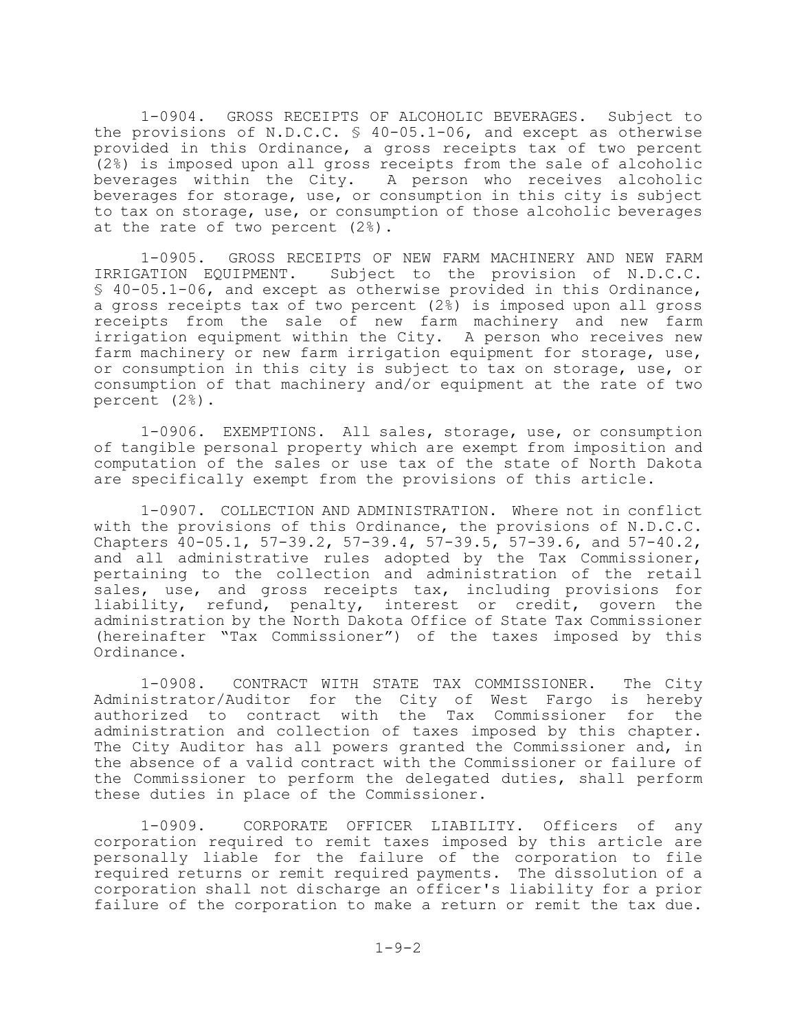1-0904. GROSS RECEIPTS OF ALCOHOLIC BEVERAGES. Subject to the provisions of N.D.C.C. § 40-05.1-06, and except as otherwise provided in this Ordinance, a gross receipts tax of two percent (2%) is imposed upon all gross receipts from the sale of alcoholic beverages within the City. A person who receives alcoholic beverages for storage, use, or consumption in this city is subject to tax on storage, use, or consumption of those alcoholic beverages at the rate of two percent (2%).

1-0905. GROSS RECEIPTS OF NEW FARM MACHINERY AND NEW FARM IRRIGATION EQUIPMENT. Subject to the provision of N.D.C.C. § 40-05.1-06, and except as otherwise provided in this Ordinance, a gross receipts tax of two percent (2%) is imposed upon all gross receipts from the sale of new farm machinery and new farm irrigation equipment within the City. A person who receives new farm machinery or new farm irrigation equipment for storage, use, or consumption in this city is subject to tax on storage, use, or consumption of that machinery and/or equipment at the rate of two percent (2%).

1-0906. EXEMPTIONS. All sales, storage, use, or consumption of tangible personal property which are exempt from imposition and computation of the sales or use tax of the state of North Dakota are specifically exempt from the provisions of this article.

1-0907. COLLECTION AND ADMINISTRATION. Where not in conflict with the provisions of this Ordinance, the provisions of N.D.C.C. Chapters 40-05.1, 57-39.2, 57-39.4, 57-39.5, 57-39.6, and 57-40.2, and all administrative rules adopted by the Tax Commissioner, pertaining to the collection and administration of the retail sales, use, and gross receipts tax, including provisions for liability, refund, penalty, interest or credit, govern the administration by the North Dakota Office of State Tax Commissioner (hereinafter "Tax Commissioner") of the taxes imposed by this Ordinance.

1-0908. CONTRACT WITH STATE TAX COMMISSIONER. The City Administrator/Auditor for the City of West Fargo is hereby authorized to contract with the Tax Commissioner for the administration and collection of taxes imposed by this chapter. The City Auditor has all powers granted the Commissioner and, in the absence of a valid contract with the Commissioner or failure of the Commissioner to perform the delegated duties, shall perform these duties in place of the Commissioner.

1-0909. CORPORATE OFFICER LIABILITY. Officers of any corporation required to remit taxes imposed by this article are personally liable for the failure of the corporation to file required returns or remit required payments. The dissolution of a corporation shall not discharge an officer's liability for a prior failure of the corporation to make a return or remit the tax due.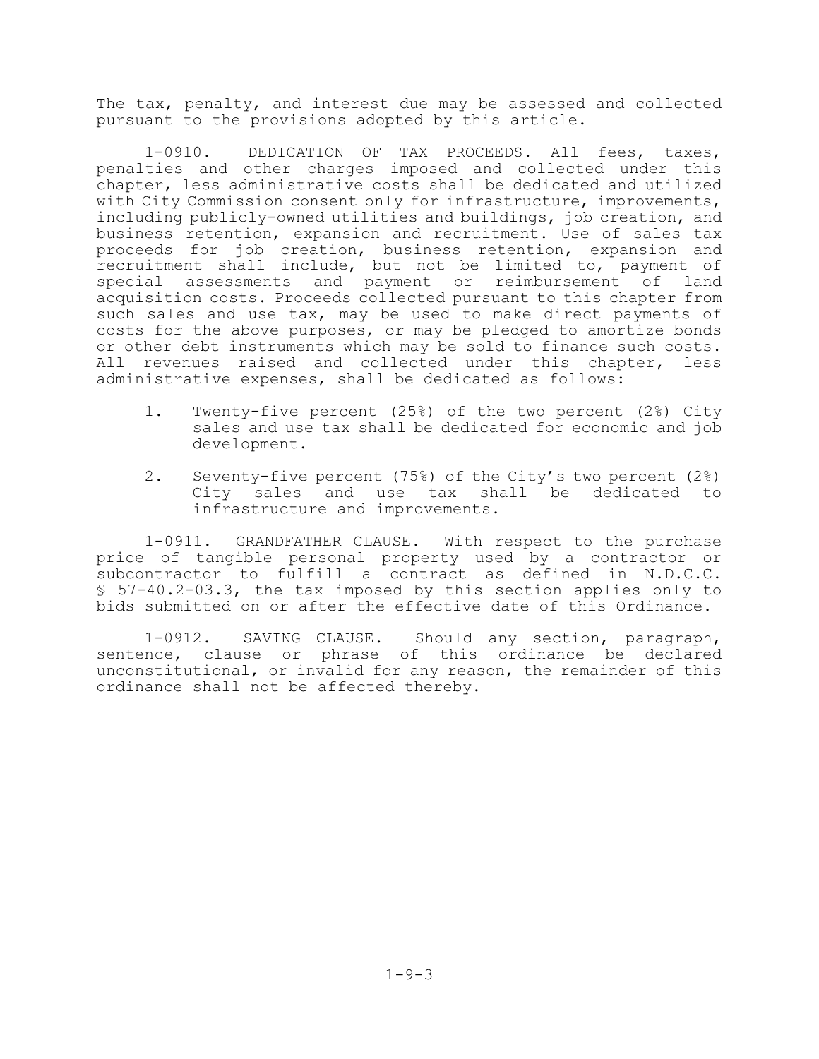The tax, penalty, and interest due may be assessed and collected pursuant to the provisions adopted by this article.

1-0910. DEDICATION OF TAX PROCEEDS. All fees, taxes, penalties and other charges imposed and collected under this chapter, less administrative costs shall be dedicated and utilized with City Commission consent only for infrastructure, improvements, including publicly-owned utilities and buildings, job creation, and business retention, expansion and recruitment. Use of sales tax proceeds for job creation, business retention, expansion and recruitment shall include, but not be limited to, payment of special assessments and payment or reimbursement of land acquisition costs. Proceeds collected pursuant to this chapter from such sales and use tax, may be used to make direct payments of costs for the above purposes, or may be pledged to amortize bonds or other debt instruments which may be sold to finance such costs. All revenues raised and collected under this chapter, less administrative expenses, shall be dedicated as follows:

1. Twenty-five percent (25%) of the two percent (2%) City sales and use tax shall be dedicated for economic and job development.

2. Seventy-five percent (75%) of the City's two percent (2%) City sales and use tax shall be dedicated to infrastructure and improvements.

1-0911. GRANDFATHER CLAUSE. With respect to the purchase price of tangible personal property used by a contractor or subcontractor to fulfill a contract as defined in N.D.C.C. § 57-40.2-03.3, the tax imposed by this section applies only to bids submitted on or after the effective date of this Ordinance.

1-0912. SAVING CLAUSE. Should any section, paragraph, sentence, clause or phrase of this ordinance be declared unconstitutional, or invalid for any reason, the remainder of this ordinance shall not be affected thereby.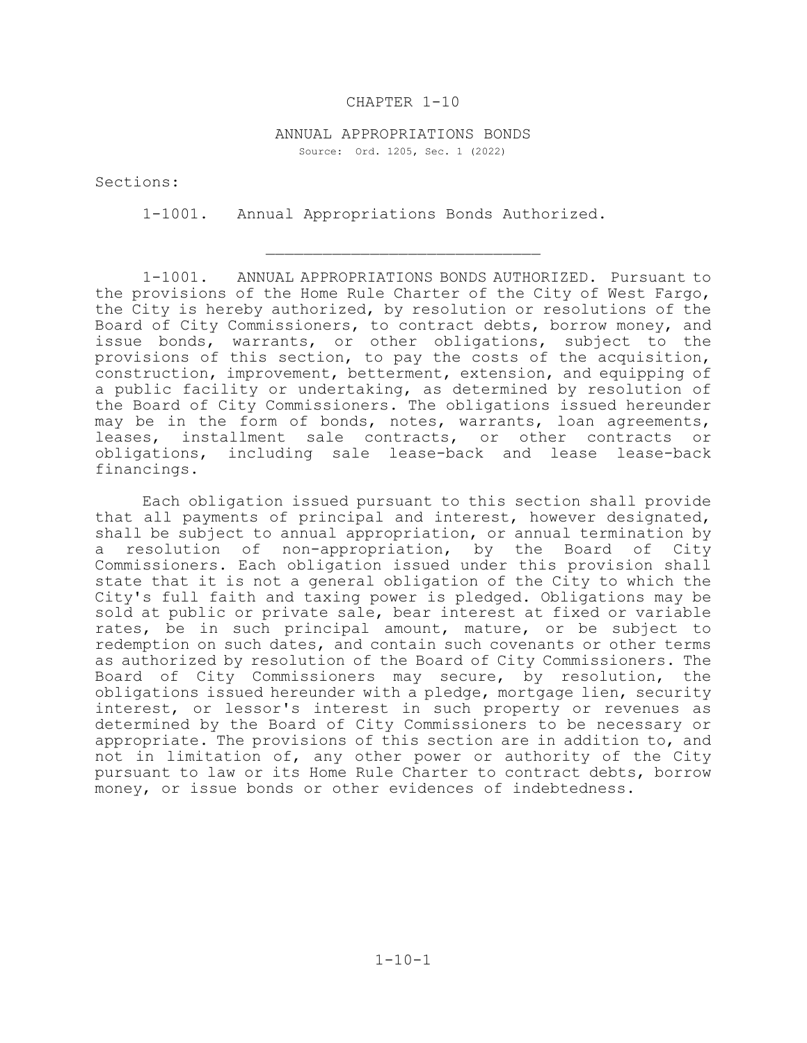# CHAPTER 1-10

## ANNUAL APPROPRIATIONS BONDS

Source: Ord. 1205, Sec. 1 (2022)

Sections:

1-1001. Annual Appropriations Bonds Authorized.

---

1-1001. ANNUAL APPROPRIATIONS BONDS AUTHORIZED. Pursuant to the provisions of the Home Rule Charter of the City of West Fargo, the City is hereby authorized, by resolution or resolutions of the Board of City Commissioners, to contract debts, borrow money, and issue bonds, warrants, or other obligations, subject to the provisions of this section, to pay the costs of the acquisition, construction, improvement, betterment, extension, and equipping of a public facility or undertaking, as determined by resolution of the Board of City Commissioners. The obligations issued hereunder may be in the form of bonds, notes, warrants, loan agreements, leases, installment sale contracts, or other contracts or obligations, including sale lease-back and lease lease-back financings.

Each obligation issued pursuant to this section shall provide that all payments of principal and interest, however designated, shall be subject to annual appropriation, or annual termination by a resolution of non-appropriation, by the Board of City Commissioners. Each obligation issued under this provision shall state that it is not a general obligation of the City to which the City's full faith and taxing power is pledged. Obligations may be sold at public or private sale, bear interest at fixed or variable rates, be in such principal amount, mature, or be subject to redemption on such dates, and contain such covenants or other terms as authorized by resolution of the Board of City Commissioners. The Board of City Commissioners may secure, by resolution, the obligations issued hereunder with a pledge, mortgage lien, security interest, or lessor's interest in such property or revenues as determined by the Board of City Commissioners to be necessary or appropriate. The provisions of this section are in addition to, and not in limitation of, any other power or authority of the City pursuant to law or its Home Rule Charter to contract debts, borrow money, or issue bonds or other evidences of indebtedness.